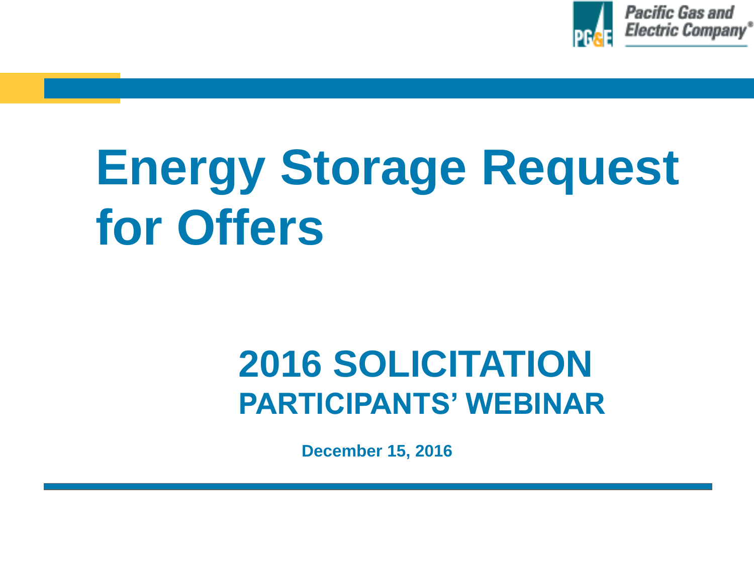Pacific Gas and Electric Company®

# Energy Storage Request for Offers

## 2016 SOLICITATION
### PARTICIPANTS' WEBINAR

**December 15, 2016**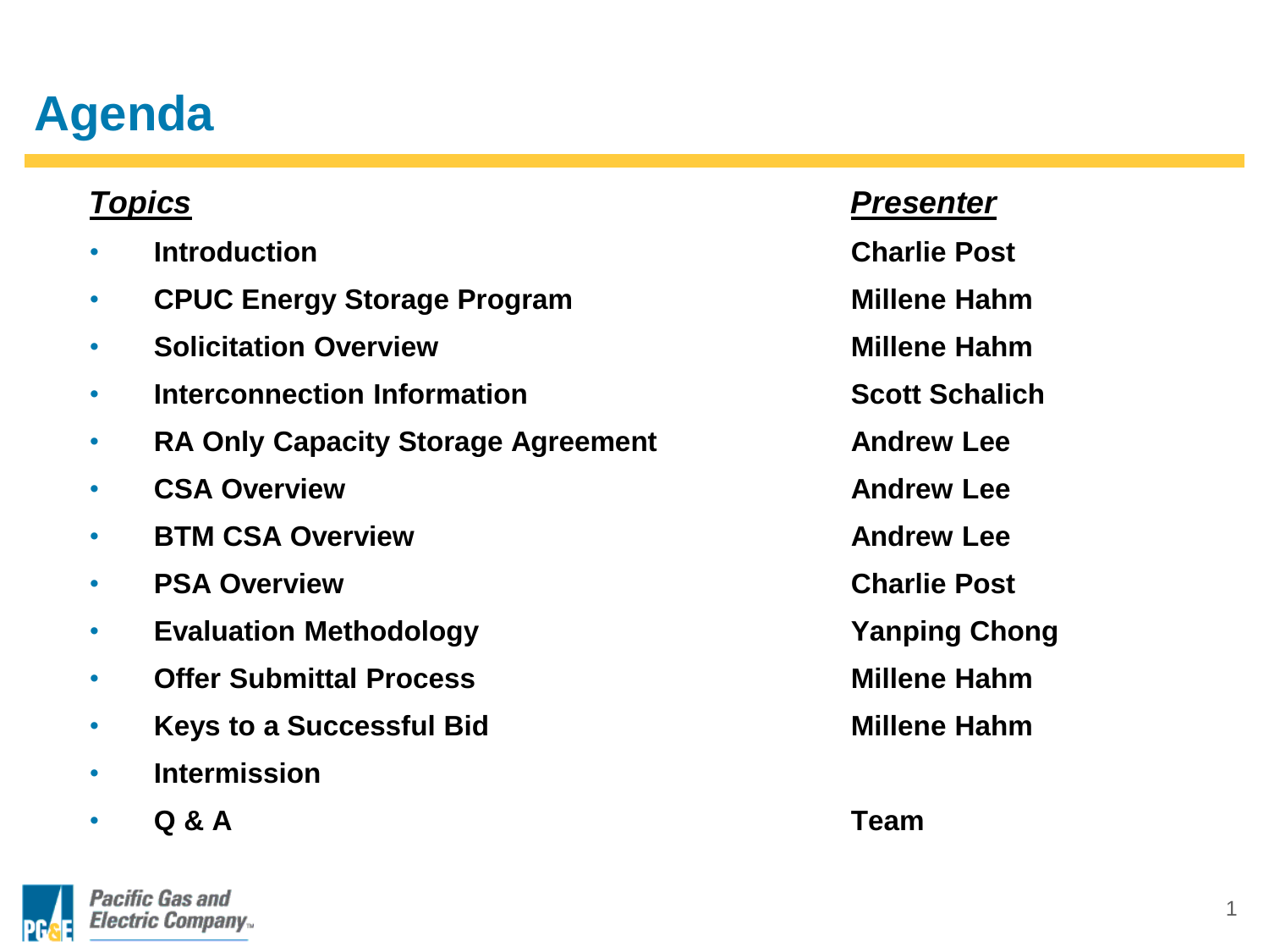# Agenda

| ***Topics*** | ***Presenter*** |
|---|---|
| • Introduction | Charlie Post |
| • CPUC Energy Storage Program | Millene Hahm |
| • Solicitation Overview | Millene Hahm |
| • Interconnection Information | Scott Schalich |
| • RA Only Capacity Storage Agreement | Andrew Lee |
| • CSA Overview | Andrew Lee |
| • BTM CSA Overview | Andrew Lee |
| • PSA Overview | Charlie Post |
| • Evaluation Methodology | Yanping Chong |
| • Offer Submittal Process | Millene Hahm |
| • Keys to a Successful Bid | Millene Hahm |
| • Intermission | |
| • Q & A | Team |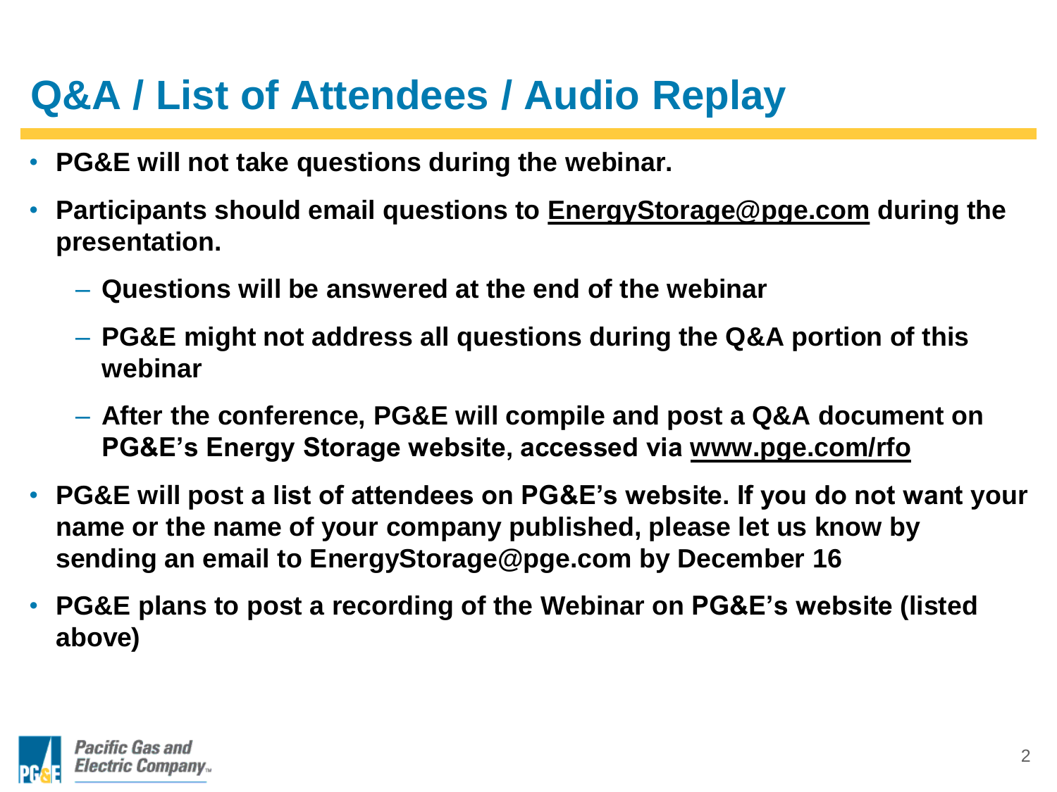# Q&A / List of Attendees / Audio Replay

- **PG&E will not take questions during the webinar.**
- **Participants should email questions to EnergyStorage@pge.com during the presentation.**
  - **Questions will be answered at the end of the webinar**
  - **PG&E might not address all questions during the Q&A portion of this webinar**
  - **After the conference, PG&E will compile and post a Q&A document on PG&E's Energy Storage website, accessed via www.pge.com/rfo**
- **PG&E will post a list of attendees on PG&E's website. If you do not want your name or the name of your company published, please let us know by sending an email to EnergyStorage@pge.com by December 16**
- **PG&E plans to post a recording of the Webinar on PG&E's website (listed above)**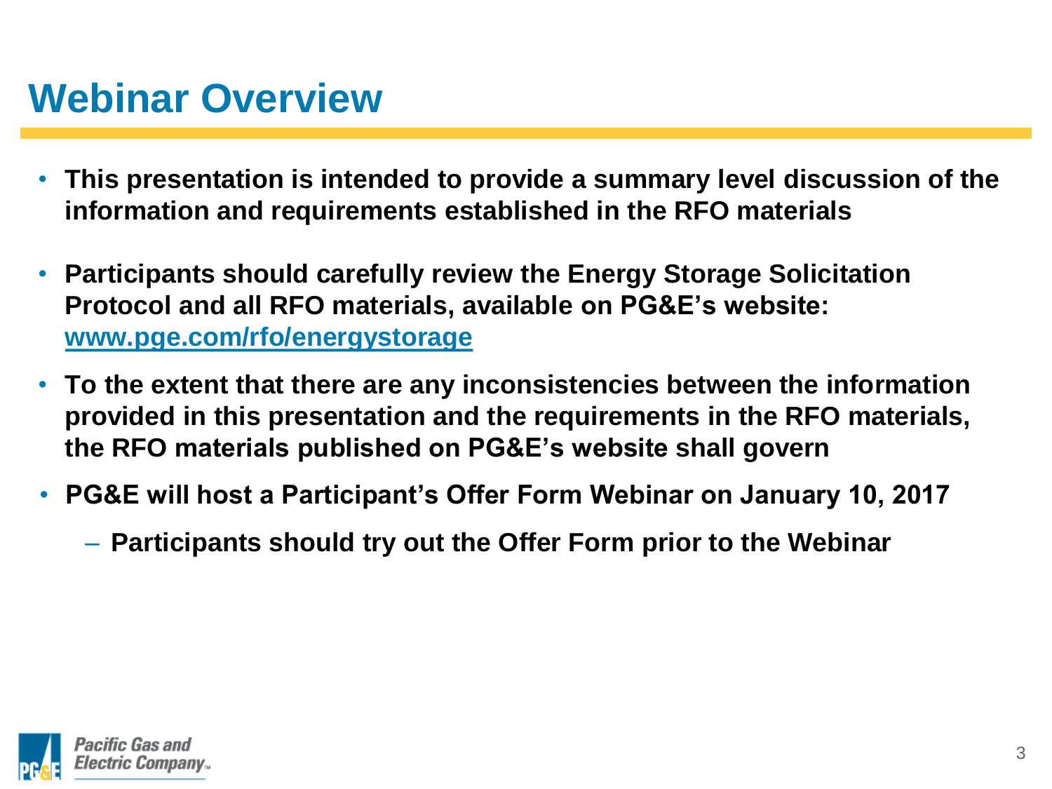# Webinar Overview

- **This presentation is intended to provide a summary level discussion of the information and requirements established in the RFO materials**
- **Participants should carefully review the Energy Storage Solicitation Protocol and all RFO materials, available on PG&E's website: www.pge.com/rfo/energystorage**
- **To the extent that there are any inconsistencies between the information provided in this presentation and the requirements in the RFO materials, the RFO materials published on PG&E's website shall govern**
- **PG&E will host a Participant's Offer Form Webinar on January 10, 2017**
  - **Participants should try out the Offer Form prior to the Webinar**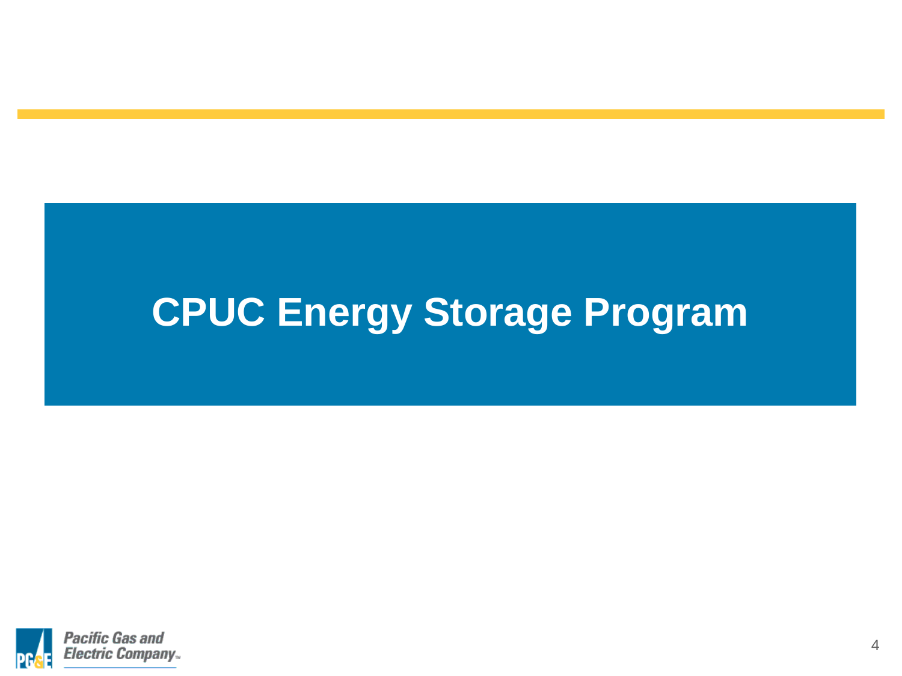# CPUC Energy Storage Program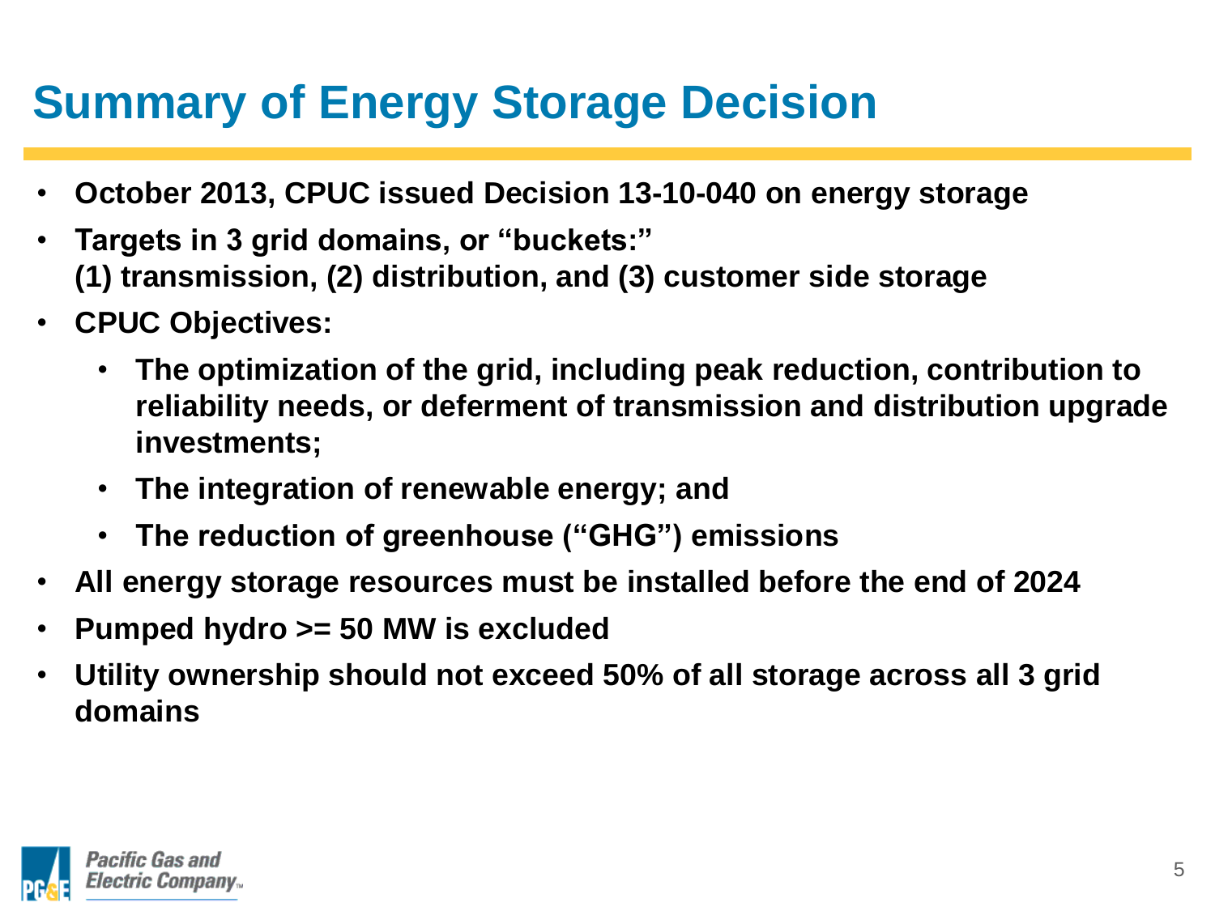# Summary of Energy Storage Decision

- **October 2013, CPUC issued Decision 13-10-040 on energy storage**
- **Targets in 3 grid domains, or "buckets:"**
  **(1) transmission, (2) distribution, and (3) customer side storage**
- **CPUC Objectives:**
  - **The optimization of the grid, including peak reduction, contribution to reliability needs, or deferment of transmission and distribution upgrade investments;**
  - **The integration of renewable energy; and**
  - **The reduction of greenhouse ("GHG") emissions**
- **All energy storage resources must be installed before the end of 2024**
- **Pumped hydro >= 50 MW is excluded**
- **Utility ownership should not exceed 50% of all storage across all 3 grid domains**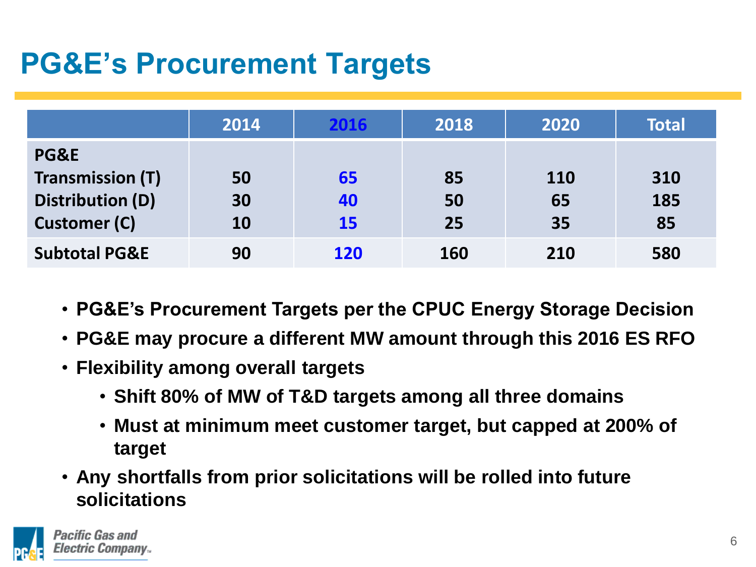# PG&E's Procurement Targets

| | 2014 | 2016 | 2018 | 2020 | Total |
|---|---|---|---|---|---|
| **PG&E** | | | | | |
| **Transmission (T)** | 50 | 65 | 85 | 110 | 310 |
| **Distribution (D)** | 30 | 40 | 50 | 65 | 185 |
| **Customer (C)** | 10 | 15 | 25 | 35 | 85 |
| **Subtotal PG&E** | 90 | 120 | 160 | 210 | 580 |

- **PG&E's Procurement Targets per the CPUC Energy Storage Decision**
- **PG&E may procure a different MW amount through this 2016 ES RFO**
- **Flexibility among overall targets**
  - **Shift 80% of MW of T&D targets among all three domains**
  - **Must at minimum meet customer target, but capped at 200% of target**
- **Any shortfalls from prior solicitations will be rolled into future solicitations**

Pacific Gas and Electric Company™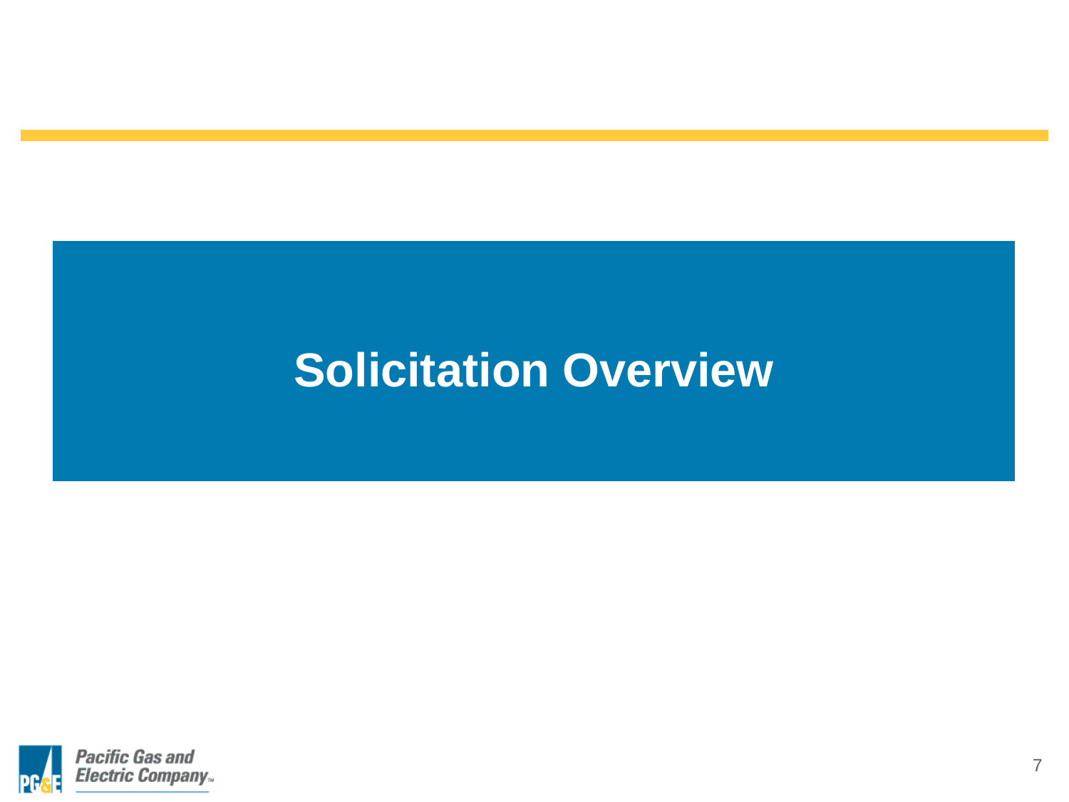# Solicitation Overview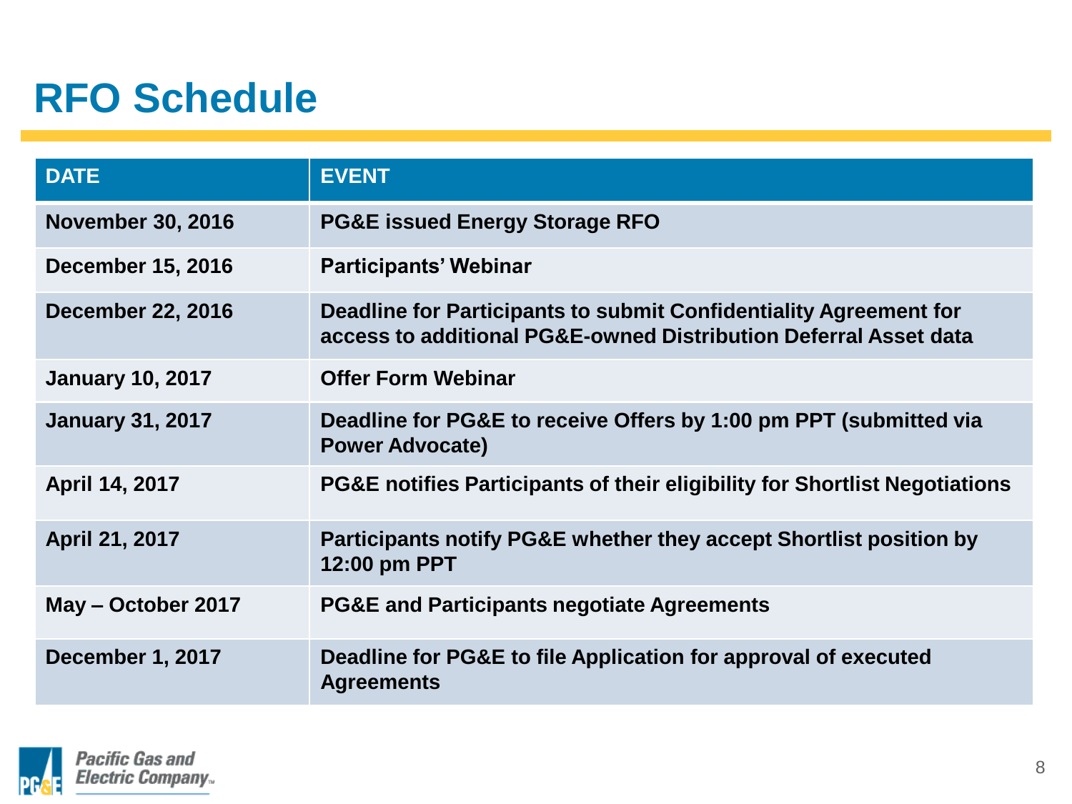# RFO Schedule

| DATE | EVENT |
| --- | --- |
| November 30, 2016 | PG&E issued Energy Storage RFO |
| December 15, 2016 | Participants' Webinar |
| December 22, 2016 | Deadline for Participants to submit Confidentiality Agreement for access to additional PG&E-owned Distribution Deferral Asset data |
| January 10, 2017 | Offer Form Webinar |
| January 31, 2017 | Deadline for PG&E to receive Offers by 1:00 pm PPT (submitted via Power Advocate) |
| April 14, 2017 | PG&E notifies Participants of their eligibility for Shortlist Negotiations |
| April 21, 2017 | Participants notify PG&E whether they accept Shortlist position by 12:00 pm PPT |
| May – October 2017 | PG&E and Participants negotiate Agreements |
| December 1, 2017 | Deadline for PG&E to file Application for approval of executed Agreements |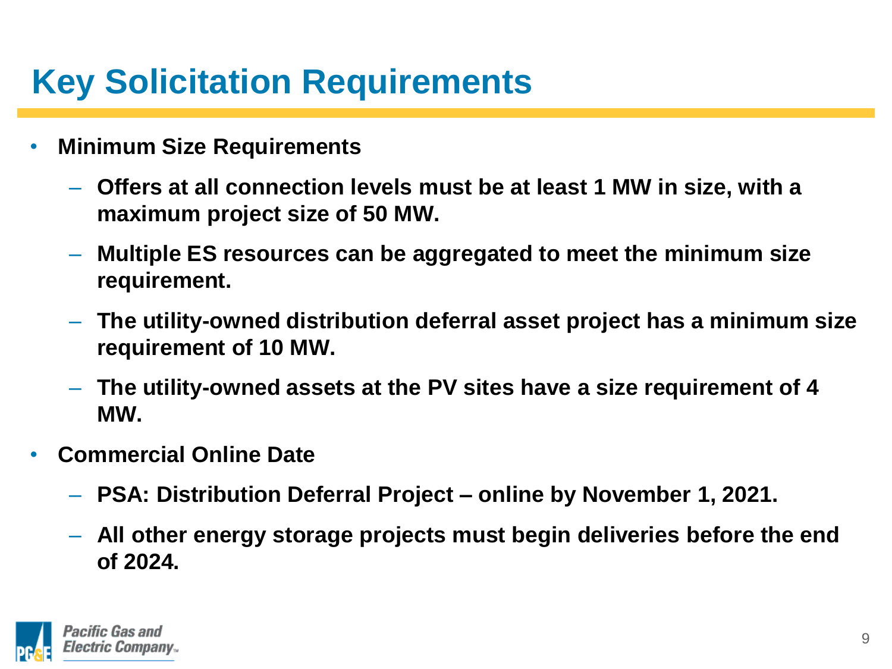# Key Solicitation Requirements

- **Minimum Size Requirements**
  - **Offers at all connection levels must be at least 1 MW in size, with a maximum project size of 50 MW.**
  - **Multiple ES resources can be aggregated to meet the minimum size requirement.**
  - **The utility-owned distribution deferral asset project has a minimum size requirement of 10 MW.**
  - **The utility-owned assets at the PV sites have a size requirement of 4 MW.**
- **Commercial Online Date**
  - **PSA: Distribution Deferral Project – online by November 1, 2021.**
  - **All other energy storage projects must begin deliveries before the end of 2024.**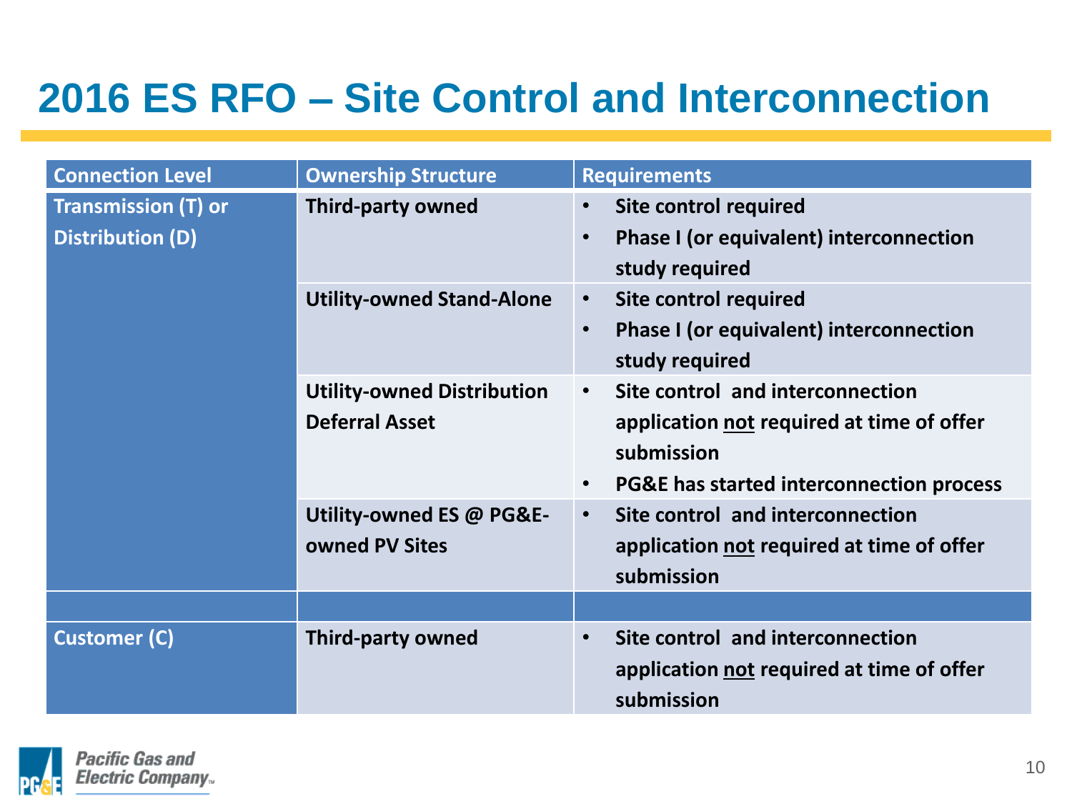# 2016 ES RFO – Site Control and Interconnection

| Connection Level | Ownership Structure | Requirements |
|---|---|---|
| Transmission (T) or Distribution (D) | Third-party owned | • Site control required<br>• Phase I (or equivalent) interconnection study required |
| | Utility-owned Stand-Alone | • Site control required<br>• Phase I (or equivalent) interconnection study required |
| | Utility-owned Distribution Deferral Asset | • Site control and interconnection application <u>not</u> required at time of offer submission<br>• PG&E has started interconnection process |
| | Utility-owned ES @ PG&E-owned PV Sites | • Site control and interconnection application <u>not</u> required at time of offer submission |
| | | |
| Customer (C) | Third-party owned | • Site control and interconnection application <u>not</u> required at time of offer submission |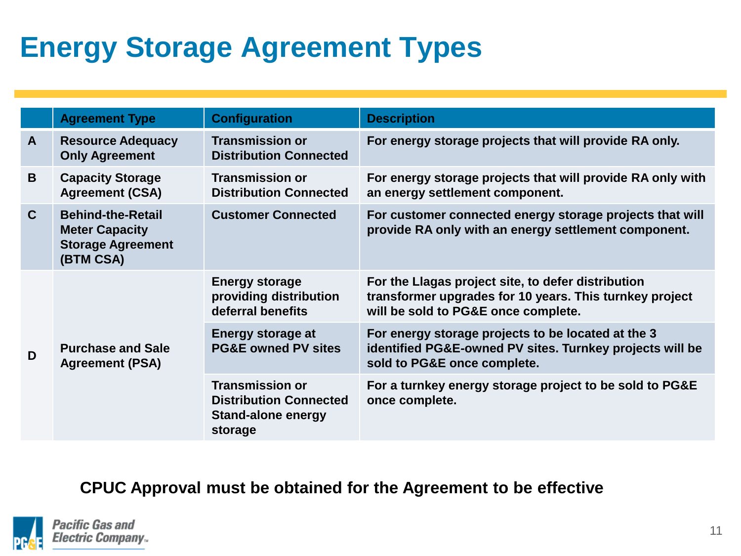# Energy Storage Agreement Types

| | Agreement Type | Configuration | Description |
|---|---|---|---|
| A | Resource Adequacy Only Agreement | Transmission or Distribution Connected | For energy storage projects that will provide RA only. |
| B | Capacity Storage Agreement (CSA) | Transmission or Distribution Connected | For energy storage projects that will provide RA only with an energy settlement component. |
| C | Behind-the-Retail Meter Capacity Storage Agreement (BTM CSA) | Customer Connected | For customer connected energy storage projects that will provide RA only with an energy settlement component. |
| D | Purchase and Sale Agreement (PSA) | Energy storage providing distribution deferral benefits | For the Llagas project site, to defer distribution transformer upgrades for 10 years. This turnkey project will be sold to PG&E once complete. |
| | | Energy storage at PG&E owned PV sites | For energy storage projects to be located at the 3 identified PG&E-owned PV sites. Turnkey projects will be sold to PG&E once complete. |
| | | Transmission or Distribution Connected Stand-alone energy storage | For a turnkey energy storage project to be sold to PG&E once complete. |

**CPUC Approval must be obtained for the Agreement to be effective**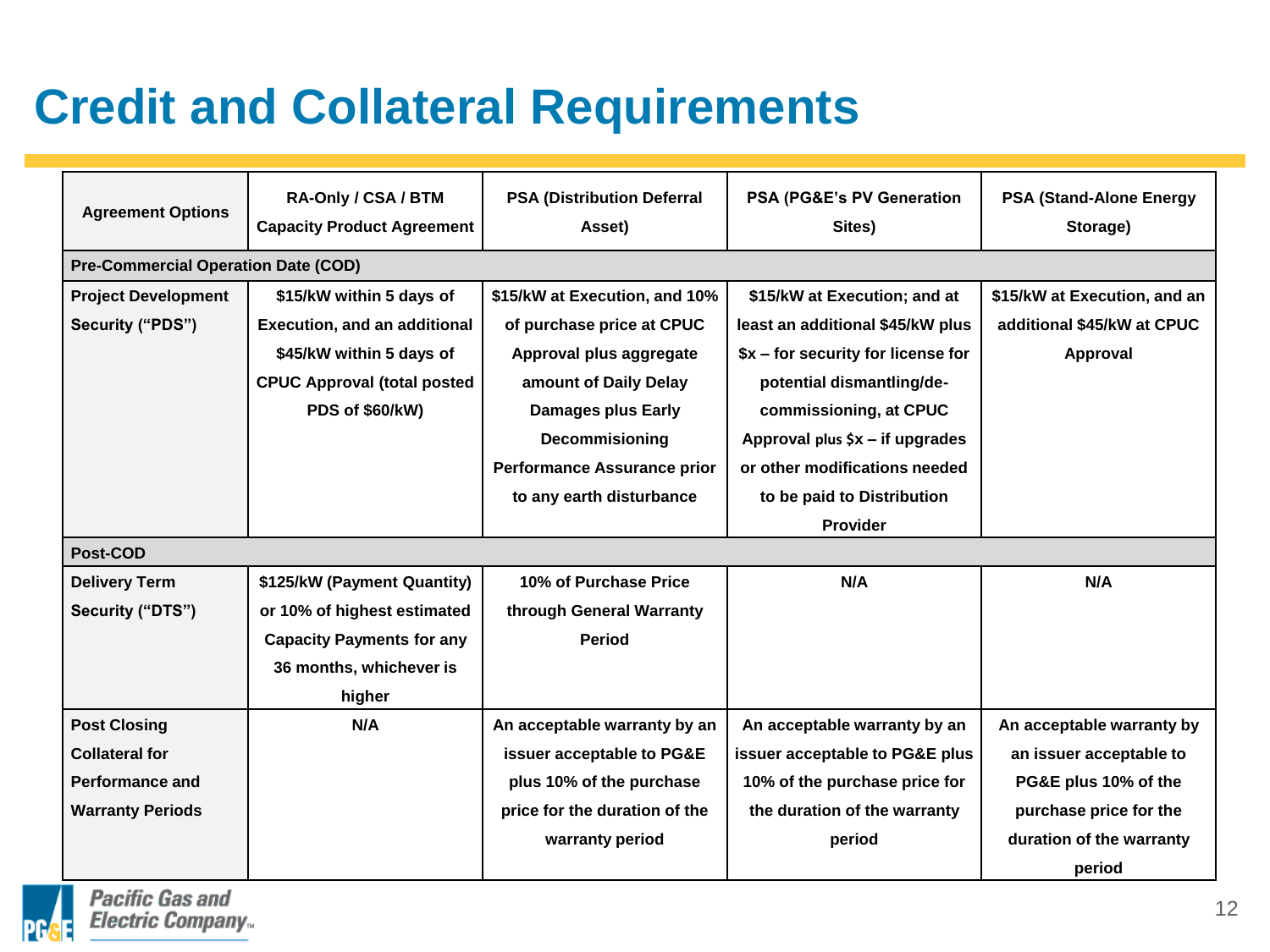# Credit and Collateral Requirements

| Agreement Options | RA-Only / CSA / BTM Capacity Product Agreement | PSA (Distribution Deferral Asset) | PSA (PG&E's PV Generation Sites) | PSA (Stand-Alone Energy Storage) |
|---|---|---|---|---|
| **Pre-Commercial Operation Date (COD)** | | | | |
| Project Development Security ("PDS") | $15/kW within 5 days of Execution, and an additional $45/kW within 5 days of CPUC Approval (total posted PDS of $60/kW) | $15/kW at Execution, and 10% of purchase price at CPUC Approval plus aggregate amount of Daily Delay Damages plus Early Decommissioning Performance Assurance prior to any earth disturbance | $15/kW at Execution; and at least an additional $45/kW plus $x – for security for license for potential dismantling/de-commissioning, at CPUC Approval plus $x – if upgrades or other modifications needed to be paid to Distribution Provider | $15/kW at Execution, and an additional $45/kW at CPUC Approval |
| **Post-COD** | | | | |
| Delivery Term Security ("DTS") | $125/kW (Payment Quantity) or 10% of highest estimated Capacity Payments for any 36 months, whichever is higher | 10% of Purchase Price through General Warranty Period | N/A | N/A |
| Post Closing Collateral for Performance and Warranty Periods | N/A | An acceptable warranty by an issuer acceptable to PG&E plus 10% of the purchase price for the duration of the warranty period | An acceptable warranty by an issuer acceptable to PG&E plus 10% of the purchase price for the duration of the warranty period | An acceptable warranty by an issuer acceptable to PG&E plus 10% of the purchase price for the duration of the warranty period |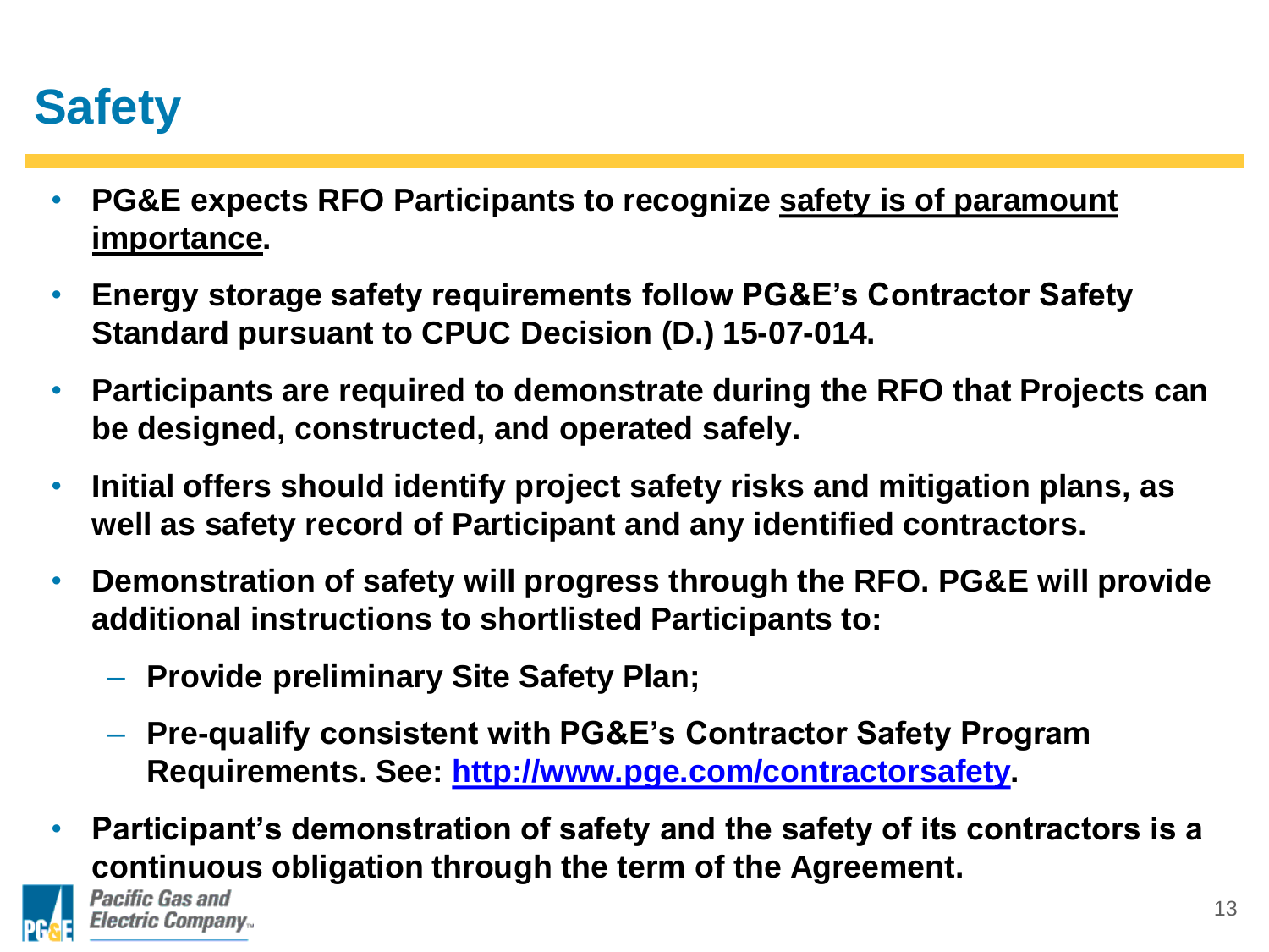# Safety

- **PG&E expects RFO Participants to recognize <u>safety is of paramount importance</u>.**
- **Energy storage safety requirements follow PG&E's Contractor Safety Standard pursuant to CPUC Decision (D.) 15-07-014.**
- **Participants are required to demonstrate during the RFO that Projects can be designed, constructed, and operated safely.**
- **Initial offers should identify project safety risks and mitigation plans, as well as safety record of Participant and any identified contractors.**
- **Demonstration of safety will progress through the RFO. PG&E will provide additional instructions to shortlisted Participants to:**
  - **Provide preliminary Site Safety Plan;**
  - **Pre-qualify consistent with PG&E's Contractor Safety Program Requirements. See: [http://www.pge.com/contractorsafety](http://www.pge.com/contractorsafety).**
- **Participant's demonstration of safety and the safety of its contractors is a continuous obligation through the term of the Agreement.**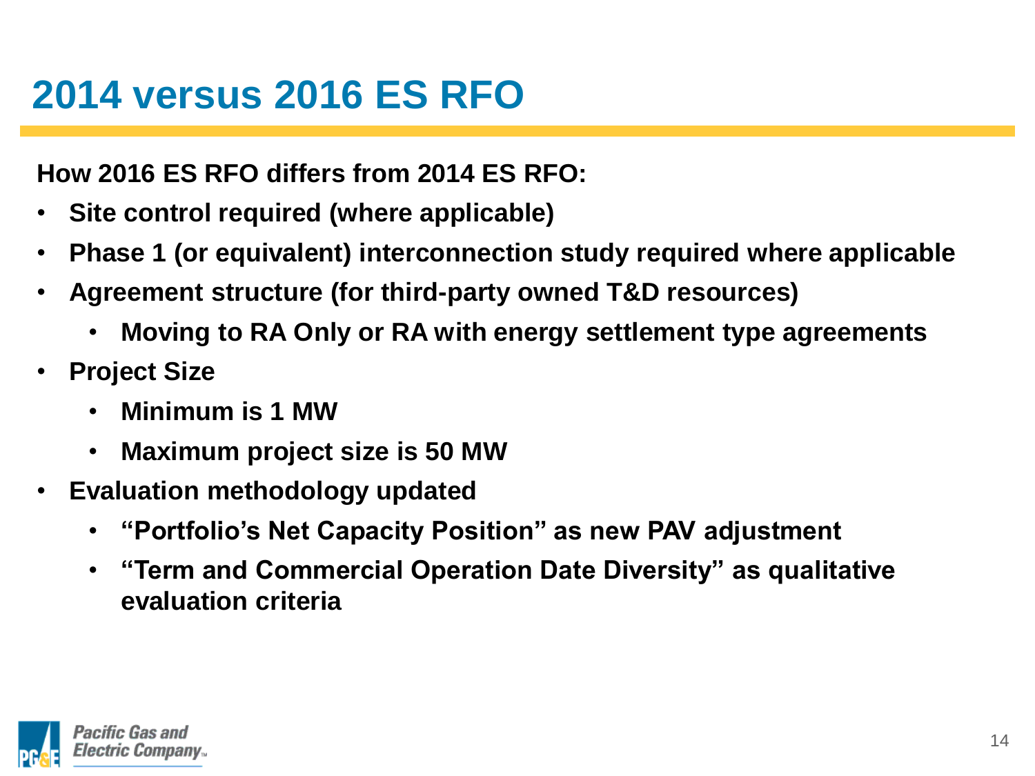# 2014 versus 2016 ES RFO

**How 2016 ES RFO differs from 2014 ES RFO:**

- **Site control required (where applicable)**
- **Phase 1 (or equivalent) interconnection study required where applicable**
- **Agreement structure (for third-party owned T&D resources)**
  - **Moving to RA Only or RA with energy settlement type agreements**
- **Project Size**
  - **Minimum is 1 MW**
  - **Maximum project size is 50 MW**
- **Evaluation methodology updated**
  - **"Portfolio's Net Capacity Position" as new PAV adjustment**
  - **"Term and Commercial Operation Date Diversity" as qualitative evaluation criteria**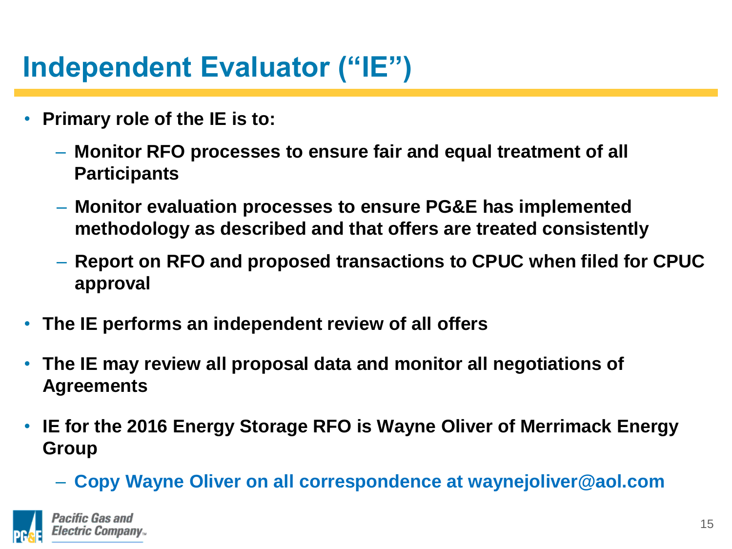# Independent Evaluator ("IE")

- **Primary role of the IE is to:**
  - **Monitor RFO processes to ensure fair and equal treatment of all Participants**
  - **Monitor evaluation processes to ensure PG&E has implemented methodology as described and that offers are treated consistently**
  - **Report on RFO and proposed transactions to CPUC when filed for CPUC approval**
- **The IE performs an independent review of all offers**
- **The IE may review all proposal data and monitor all negotiations of Agreements**
- **IE for the 2016 Energy Storage RFO is Wayne Oliver of Merrimack Energy Group**
  - **Copy Wayne Oliver on all correspondence at waynejoliver@aol.com**

Pacific Gas and Electric Company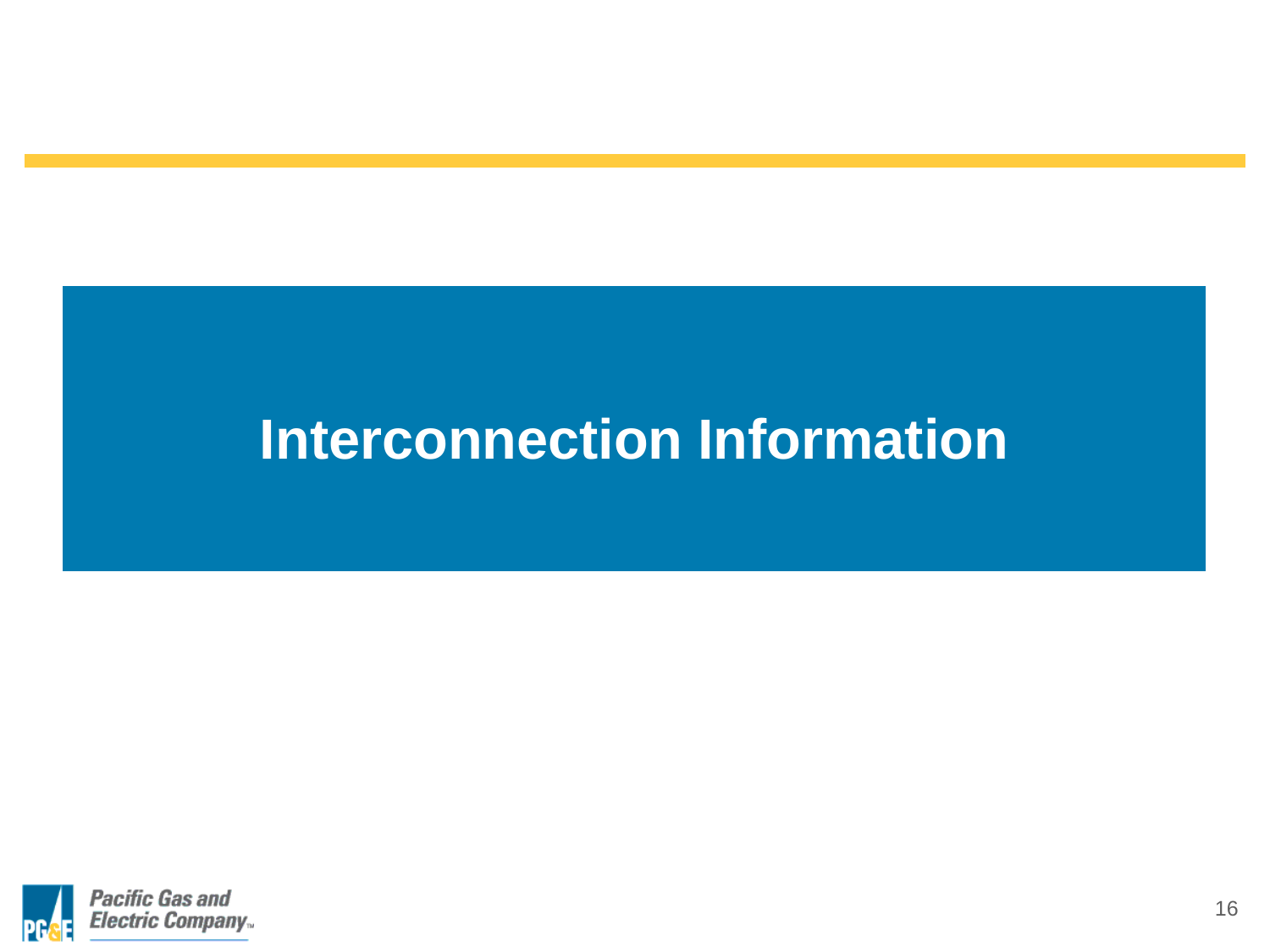# Interconnection Information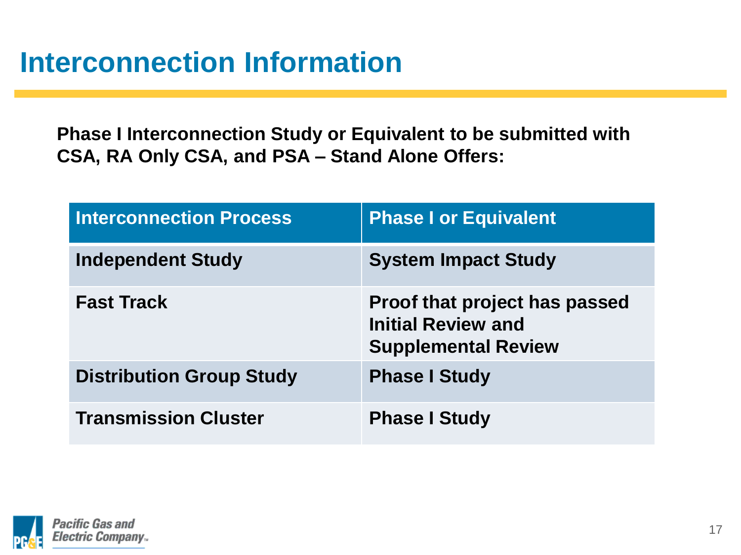# Interconnection Information

**Phase I Interconnection Study or Equivalent to be submitted with CSA, RA Only CSA, and PSA – Stand Alone Offers:**

| Interconnection Process | Phase I or Equivalent |
| --- | --- |
| **Independent Study** | **System Impact Study** |
| **Fast Track** | **Proof that project has passed Initial Review and Supplemental Review** |
| **Distribution Group Study** | **Phase I Study** |
| **Transmission Cluster** | **Phase I Study** |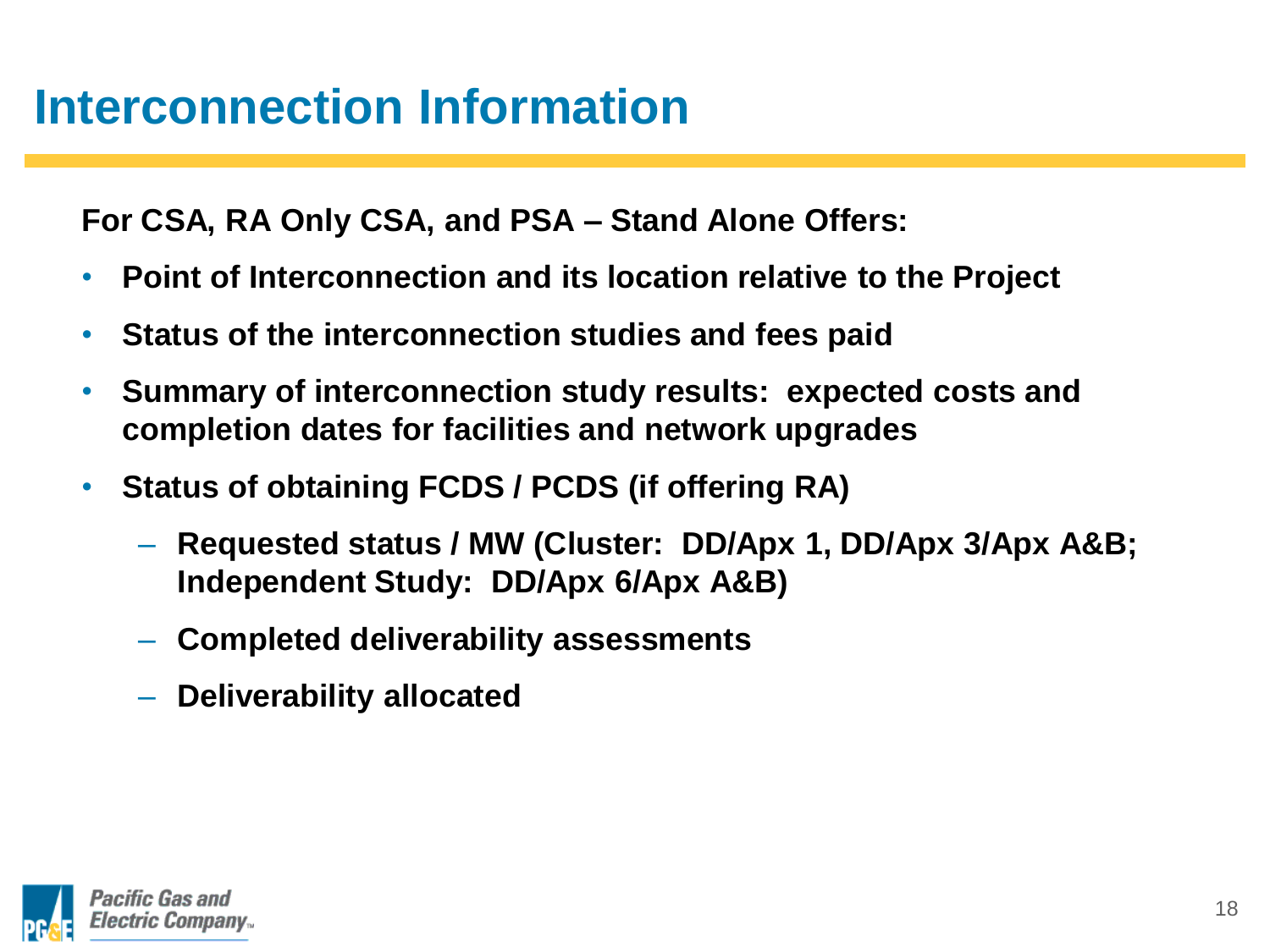# Interconnection Information

**For CSA, RA Only CSA, and PSA – Stand Alone Offers:**

- **Point of Interconnection and its location relative to the Project**
- **Status of the interconnection studies and fees paid**
- **Summary of interconnection study results: expected costs and completion dates for facilities and network upgrades**
- **Status of obtaining FCDS / PCDS (if offering RA)**
  - **Requested status / MW (Cluster: DD/Apx 1, DD/Apx 3/Apx A&B; Independent Study: DD/Apx 6/Apx A&B)**
  - **Completed deliverability assessments**
  - **Deliverability allocated**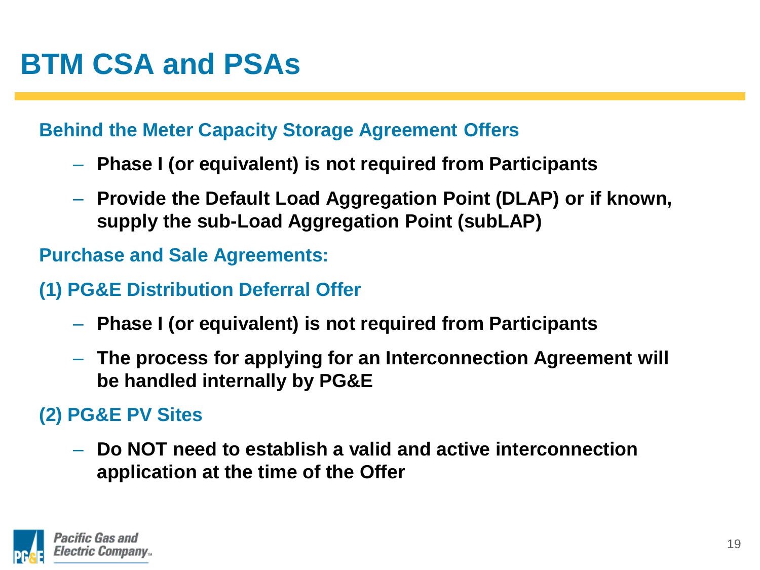# BTM CSA and PSAs

**Behind the Meter Capacity Storage Agreement Offers**

- **Phase I (or equivalent) is not required from Participants**
- **Provide the Default Load Aggregation Point (DLAP) or if known, supply the sub-Load Aggregation Point (subLAP)**

**Purchase and Sale Agreements:**

**(1) PG&E Distribution Deferral Offer**

- **Phase I (or equivalent) is not required from Participants**
- **The process for applying for an Interconnection Agreement will be handled internally by PG&E**

**(2) PG&E PV Sites**

- **Do NOT need to establish a valid and active interconnection application at the time of the Offer**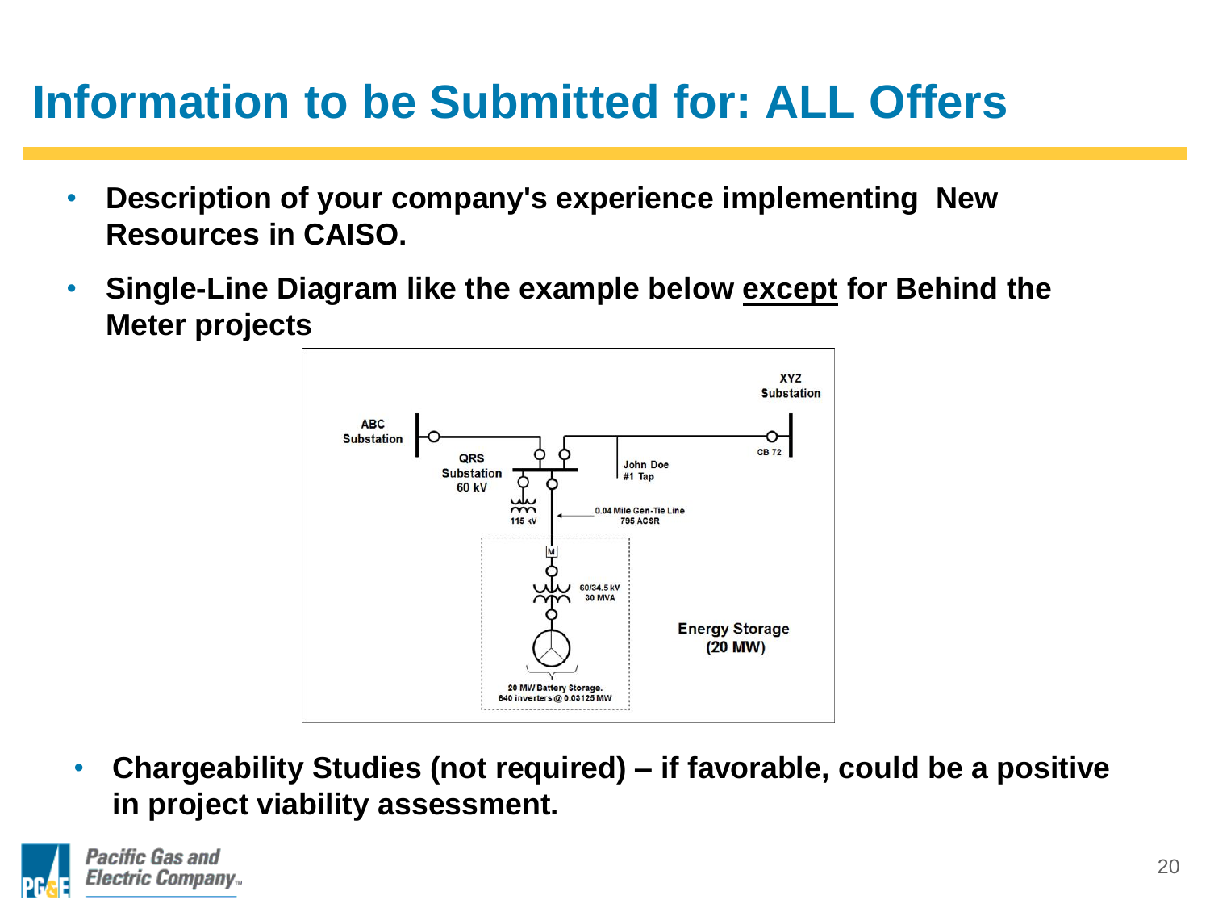# Information to be Submitted for: ALL Offers

- **Description of your company's experience implementing New Resources in CAISO.**
- **Single-Line Diagram like the example below <u>except</u> for Behind the Meter projects**

- **Chargeability Studies (not required) – if favorable, could be a positive in project viability assessment.**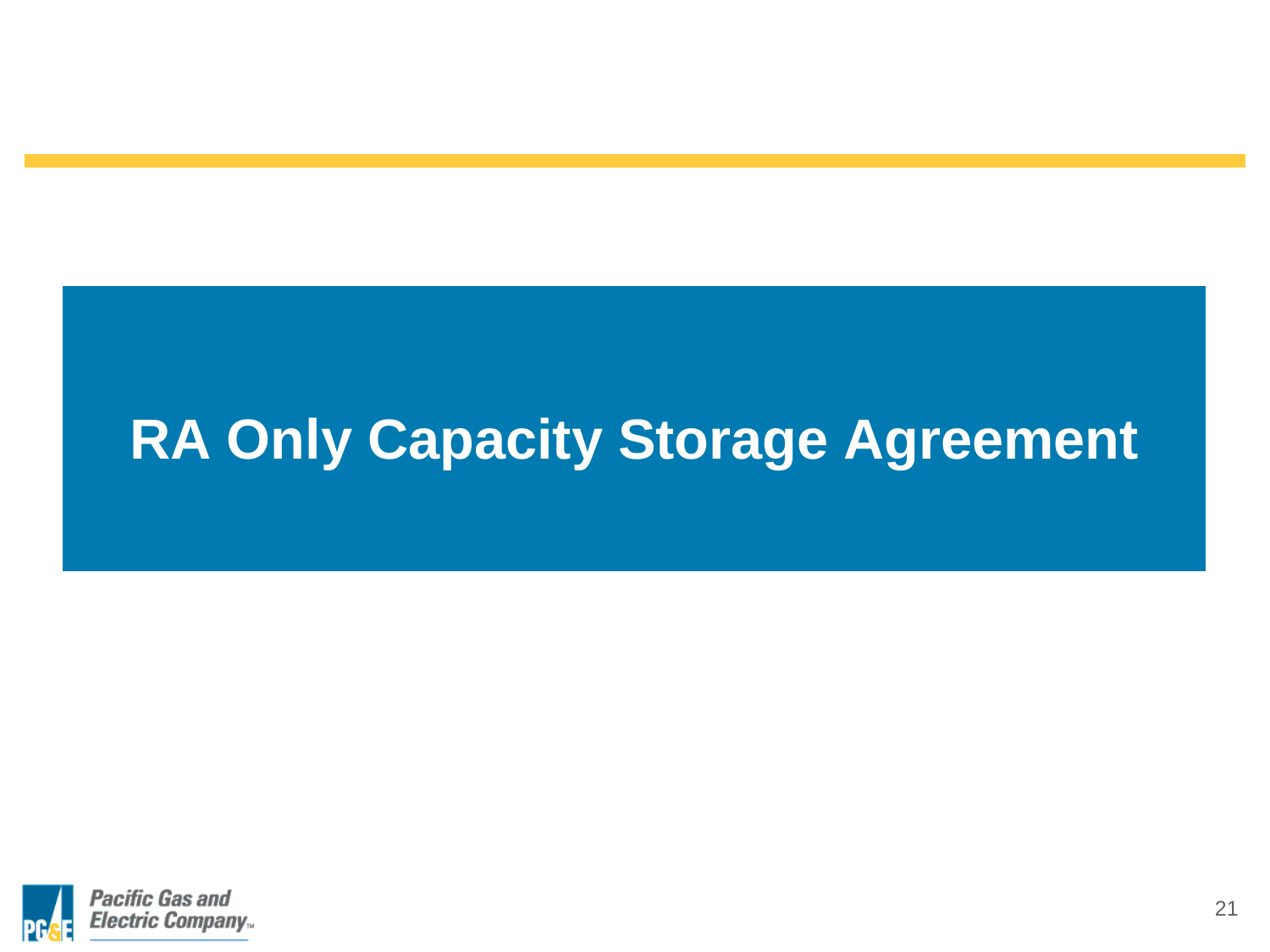# RA Only Capacity Storage Agreement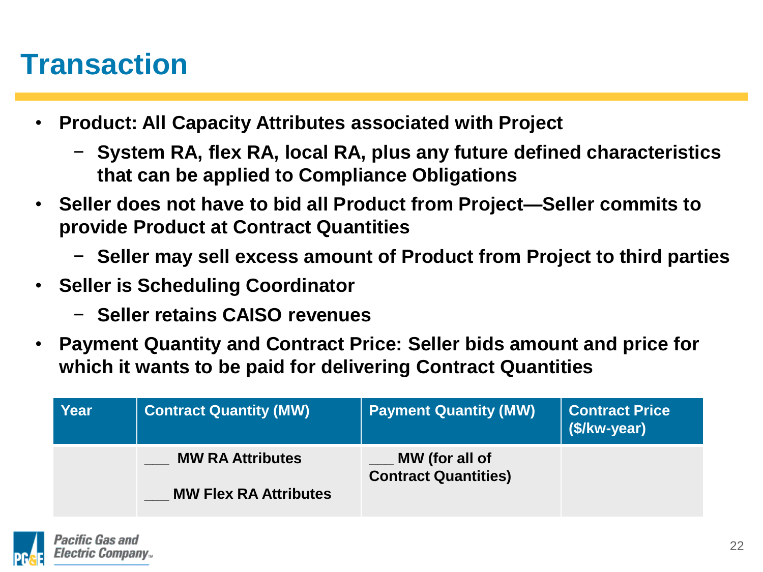# Transaction

- **Product: All Capacity Attributes associated with Project**
  - **System RA, flex RA, local RA, plus any future defined characteristics that can be applied to Compliance Obligations**
- **Seller does not have to bid all Product from Project—Seller commits to provide Product at Contract Quantities**
  - **Seller may sell excess amount of Product from Project to third parties**
- **Seller is Scheduling Coordinator**
  - **Seller retains CAISO revenues**
- **Payment Quantity and Contract Price: Seller bids amount and price for which it wants to be paid for delivering Contract Quantities**

| Year | Contract Quantity (MW) | Payment Quantity (MW) | Contract Price ($/kw-year) |
|---|---|---|---|
| | ___ MW RA Attributes<br>___ MW Flex RA Attributes | ___ MW (for all of Contract Quantities) | |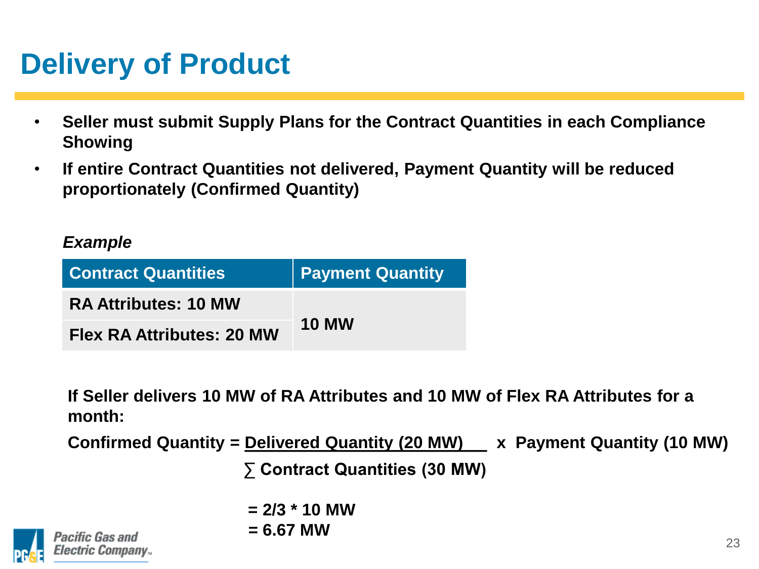# Delivery of Product

- **Seller must submit Supply Plans for the Contract Quantities in each Compliance Showing**
- **If entire Contract Quantities not delivered, Payment Quantity will be reduced proportionately (Confirmed Quantity)**

***Example***

| Contract Quantities | Payment Quantity |
|---|---|
| **RA Attributes: 10 MW** | **10 MW** |
| **Flex RA Attributes: 20 MW** | |

**If Seller delivers 10 MW of RA Attributes and 10 MW of Flex RA Attributes for a month:**

$$\text{Confirmed Quantity} = \frac{\text{Delivered Quantity (20 MW)}}{\sum \text{Contract Quantities (30 MW)}} \times \text{Payment Quantity (10 MW)}$$

$$= 2/3 * 10 \text{ MW}$$

$$= 6.67 \text{ MW}$$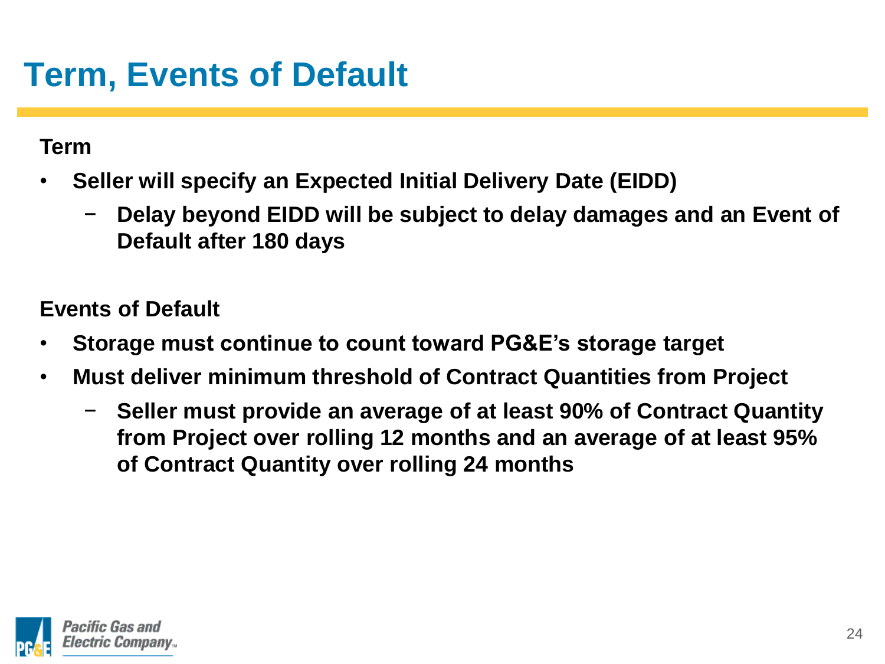# Term, Events of Default

**Term**

- **Seller will specify an Expected Initial Delivery Date (EIDD)**
  - **Delay beyond EIDD will be subject to delay damages and an Event of Default after 180 days**

**Events of Default**

- **Storage must continue to count toward PG&E's storage target**
- **Must deliver minimum threshold of Contract Quantities from Project**
  - **Seller must provide an average of at least 90% of Contract Quantity from Project over rolling 12 months and an average of at least 95% of Contract Quantity over rolling 24 months**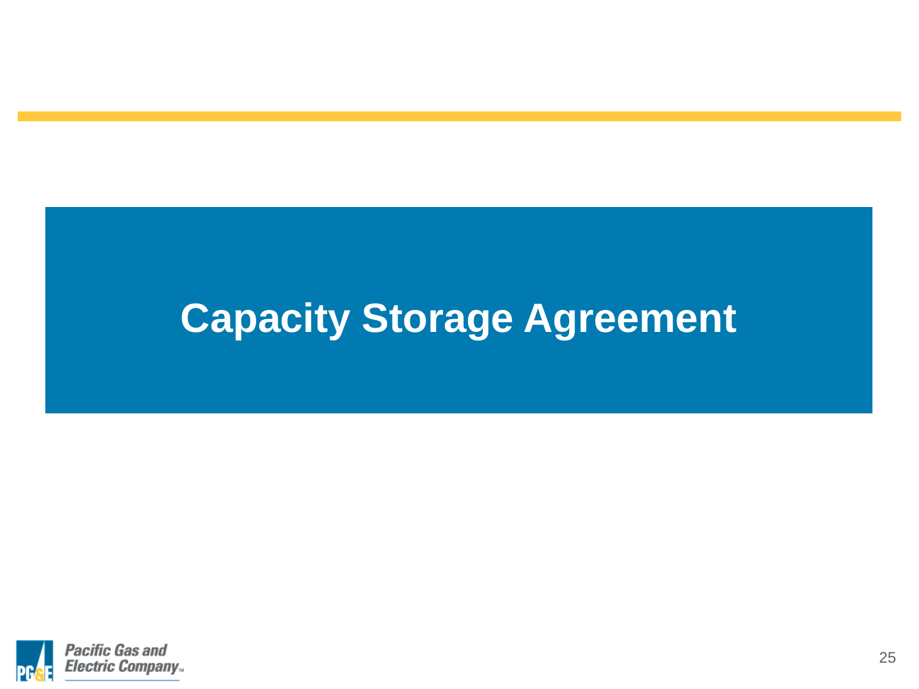# Capacity Storage Agreement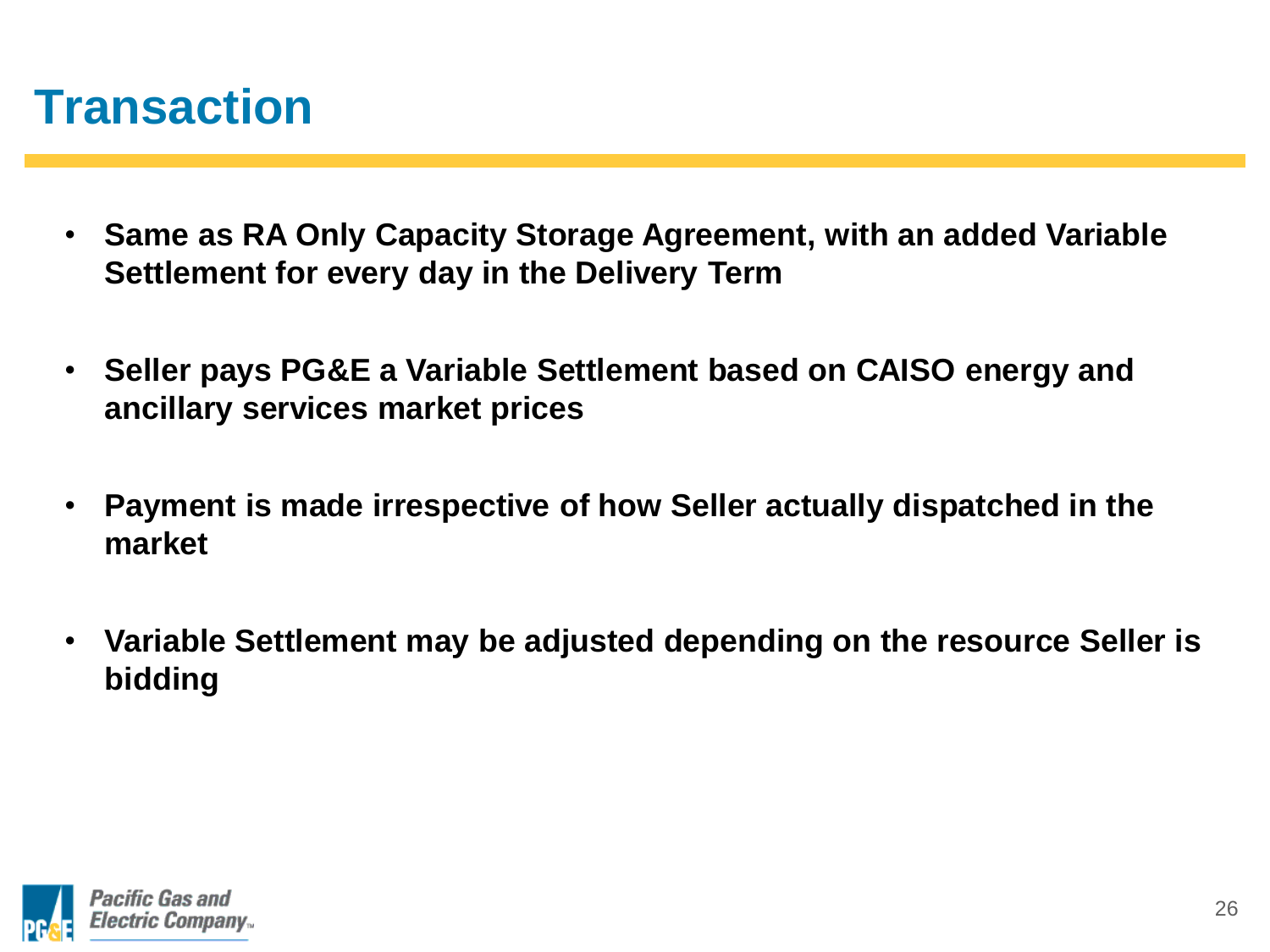# Transaction

- **Same as RA Only Capacity Storage Agreement, with an added Variable Settlement for every day in the Delivery Term**
- **Seller pays PG&E a Variable Settlement based on CAISO energy and ancillary services market prices**
- **Payment is made irrespective of how Seller actually dispatched in the market**
- **Variable Settlement may be adjusted depending on the resource Seller is bidding**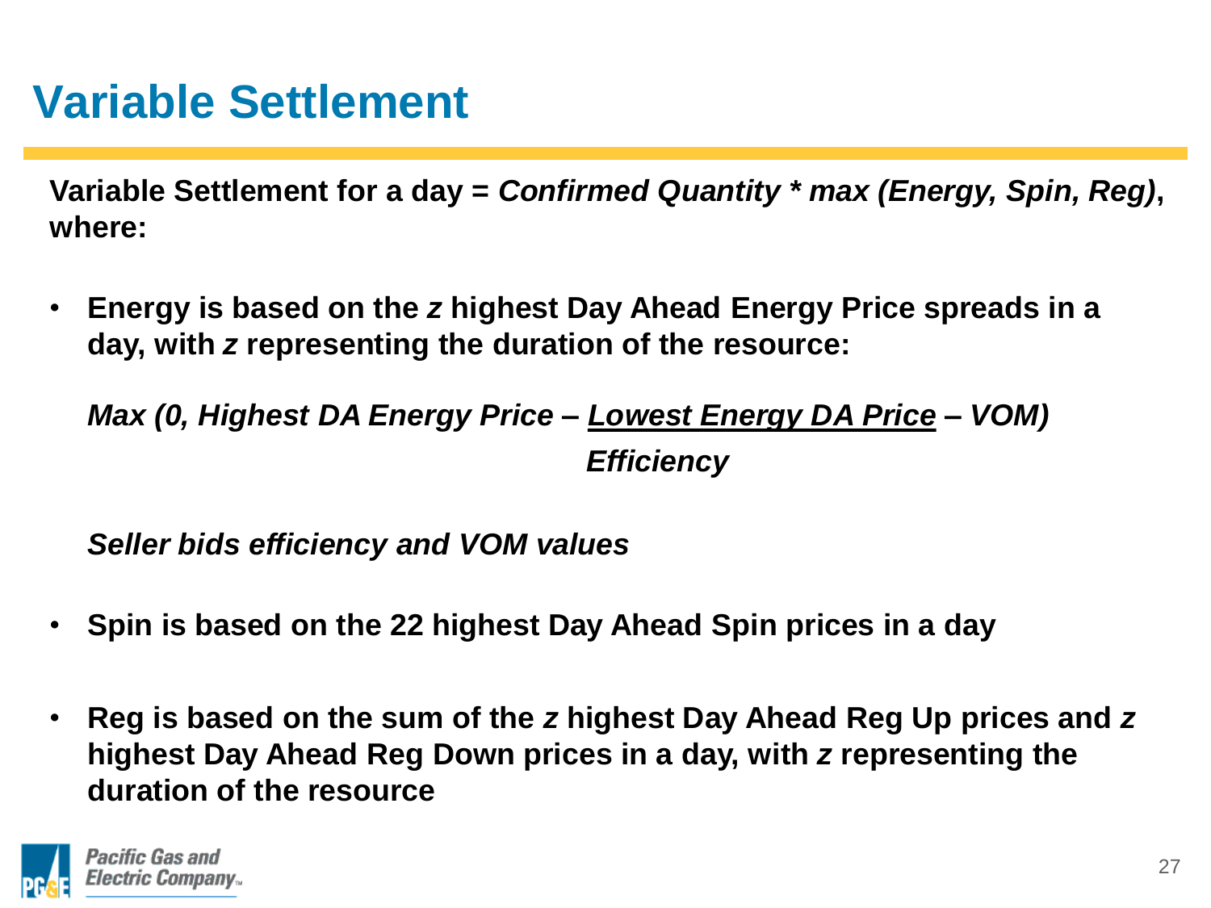# Variable Settlement

**Variable Settlement for a day = *Confirmed Quantity * max (Energy, Spin, Reg)*, where:**

- **Energy is based on the *z* highest Day Ahead Energy Price spreads in a day, with *z* representing the duration of the resource:**

  $$\text{Max}\left(0,\ \text{Highest DA Energy Price} - \frac{\text{Lowest Energy DA Price}}{\text{Efficiency}} - \text{VOM}\right)$$

  ***Seller bids efficiency and VOM values***

- **Spin is based on the 22 highest Day Ahead Spin prices in a day**

- **Reg is based on the sum of the *z* highest Day Ahead Reg Up prices and *z* highest Day Ahead Reg Down prices in a day, with *z* representing the duration of the resource**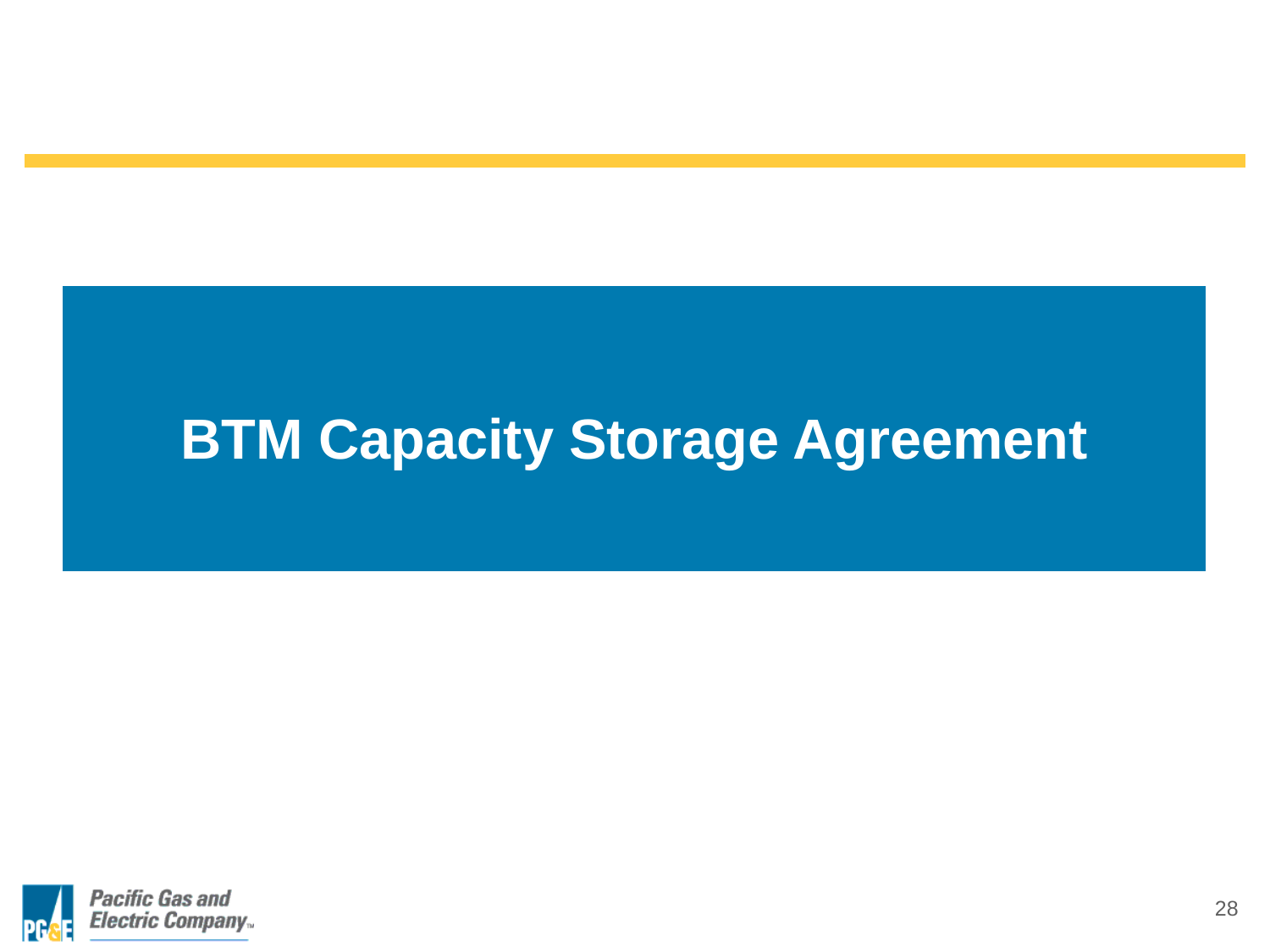# BTM Capacity Storage Agreement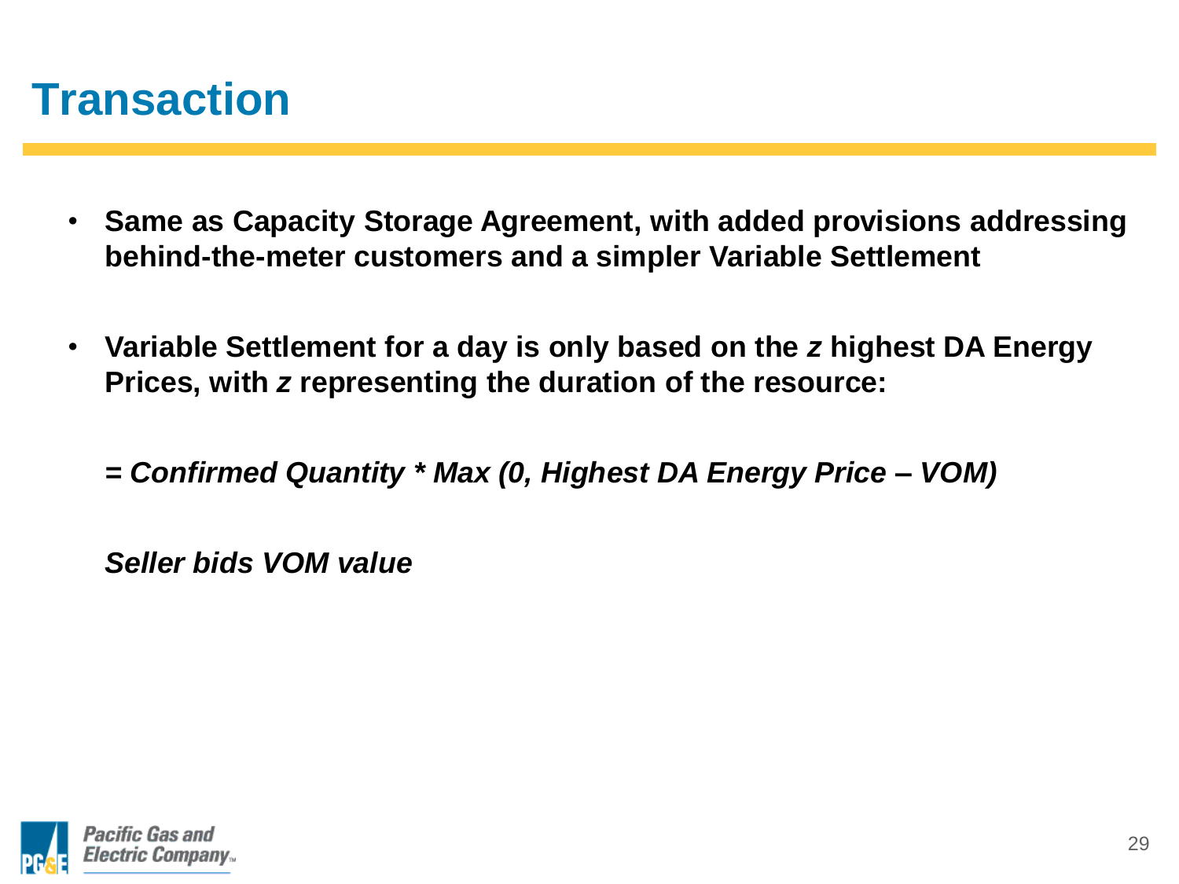# Transaction

- **Same as Capacity Storage Agreement, with added provisions addressing behind-the-meter customers and a simpler Variable Settlement**

- **Variable Settlement for a day is only based on the *z* highest DA Energy Prices, with *z* representing the duration of the resource:**

  ***= Confirmed Quantity * Max (0, Highest DA Energy Price – VOM)***

  ***Seller bids VOM value***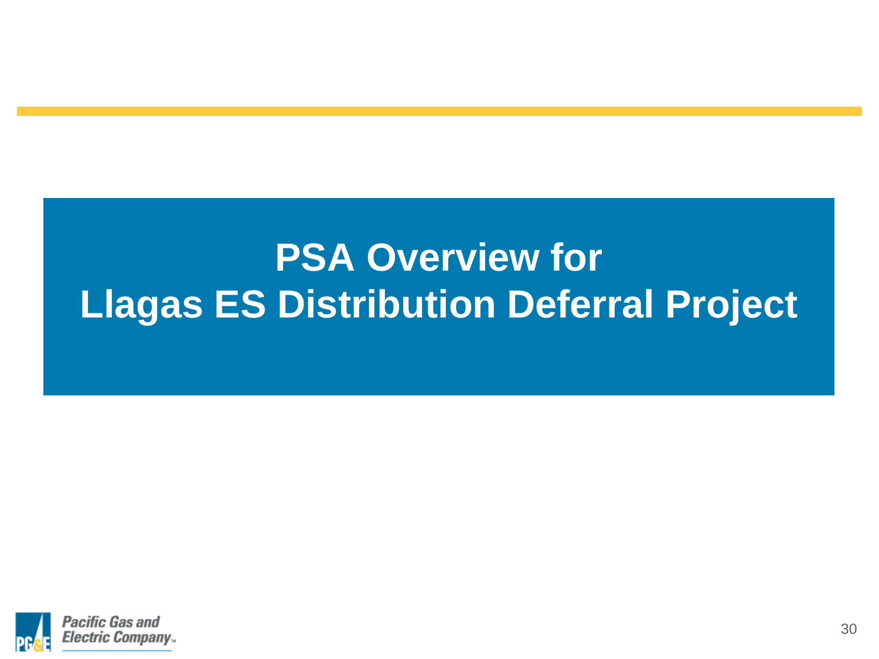# PSA Overview for Llagas ES Distribution Deferral Project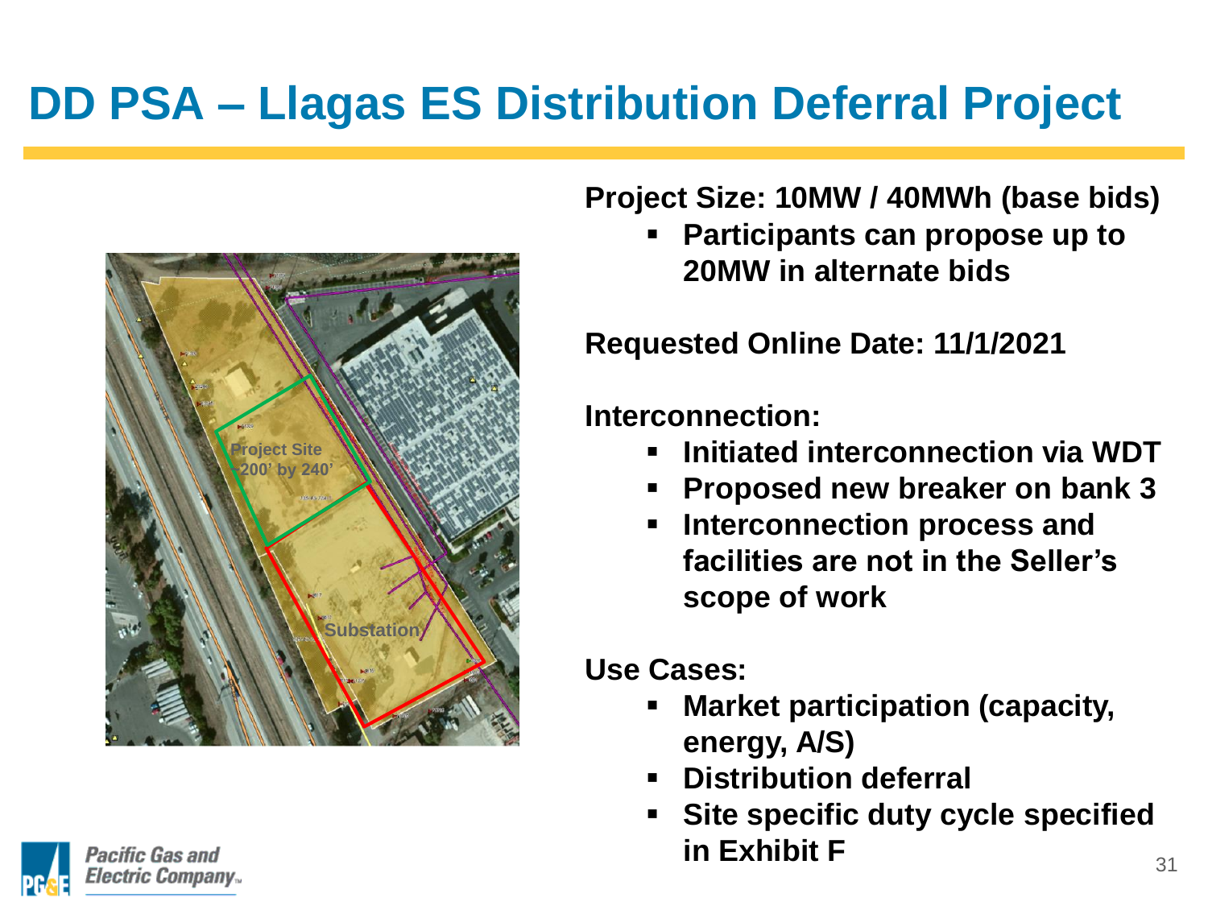# DD PSA – Llagas ES Distribution Deferral Project

Project Site
200' by 240'

Substation

**Project Size: 10MW / 40MWh (base bids)**

- **Participants can propose up to 20MW in alternate bids**

**Requested Online Date: 11/1/2021**

**Interconnection:**

- **Initiated interconnection via WDT**
- **Proposed new breaker on bank 3**
- **Interconnection process and facilities are not in the Seller's scope of work**

**Use Cases:**

- **Market participation (capacity, energy, A/S)**
- **Distribution deferral**
- **Site specific duty cycle specified in Exhibit F**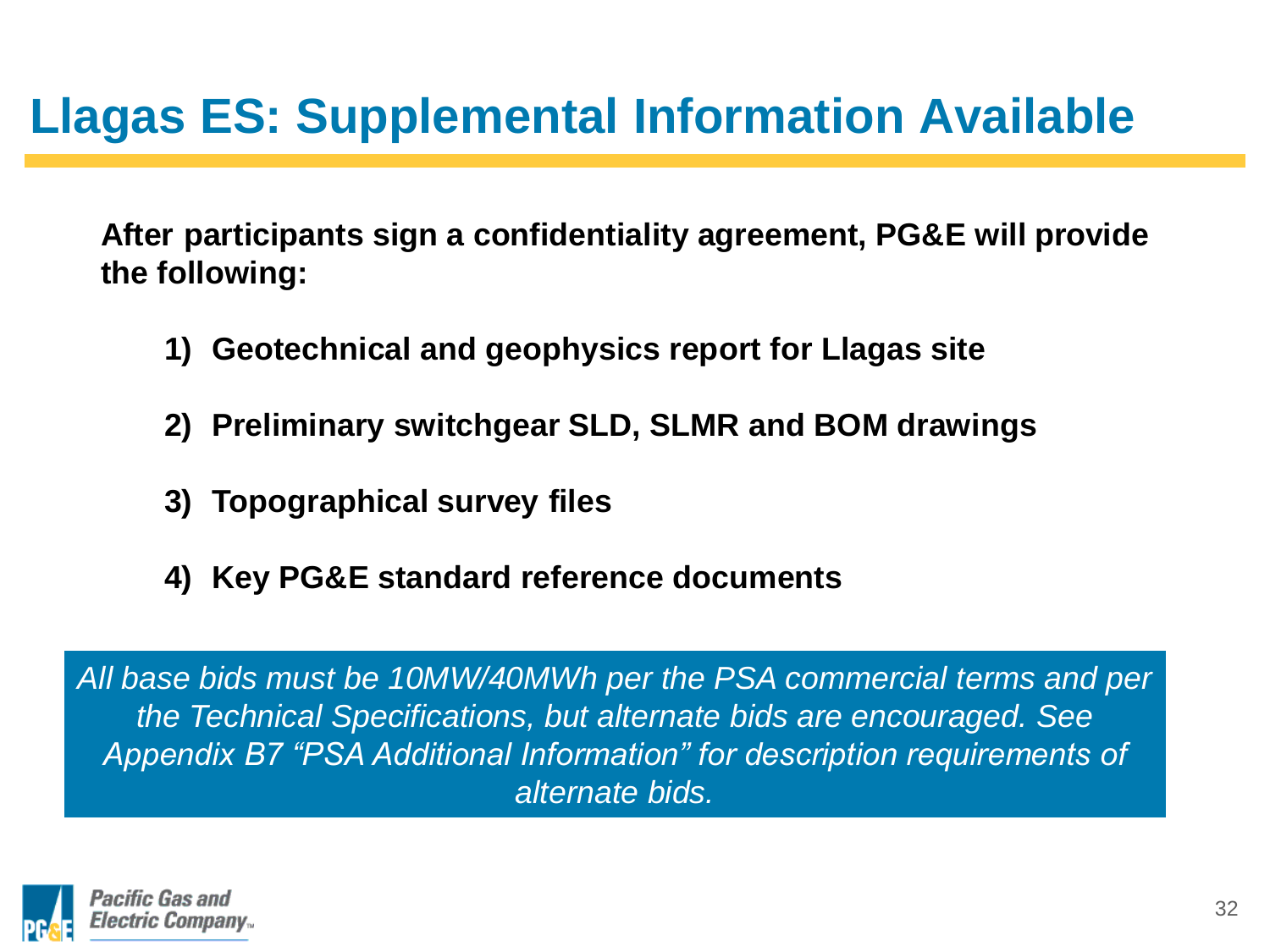# Llagas ES: Supplemental Information Available

**After participants sign a confidentiality agreement, PG&E will provide the following:**

1) **Geotechnical and geophysics report for Llagas site**

2) **Preliminary switchgear SLD, SLMR and BOM drawings**

3) **Topographical survey files**

4) **Key PG&E standard reference documents**

*All base bids must be 10MW/40MWh per the PSA commercial terms and per the Technical Specifications, but alternate bids are encouraged. See Appendix B7 "PSA Additional Information" for description requirements of alternate bids.*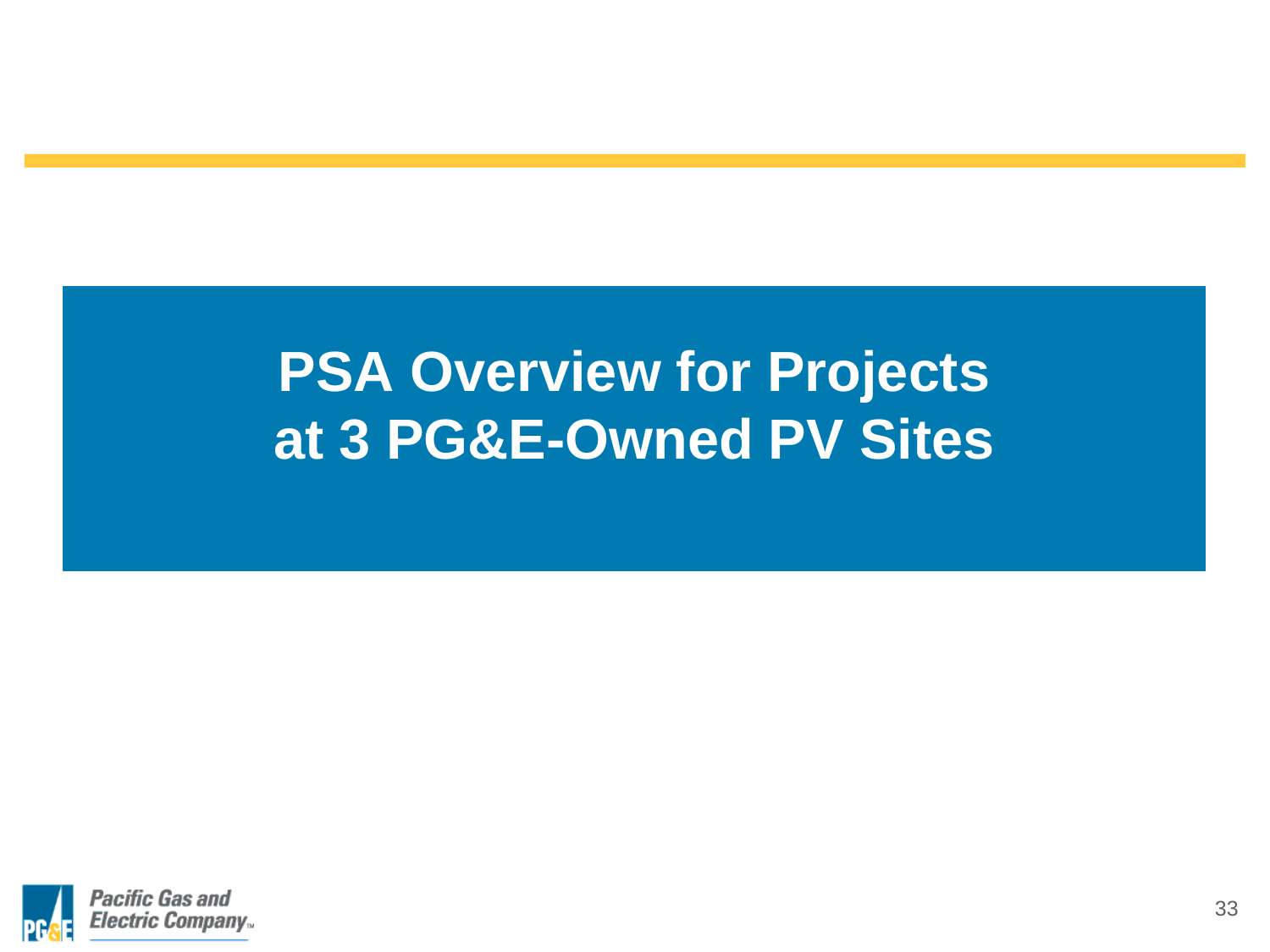# PSA Overview for Projects at 3 PG&E-Owned PV Sites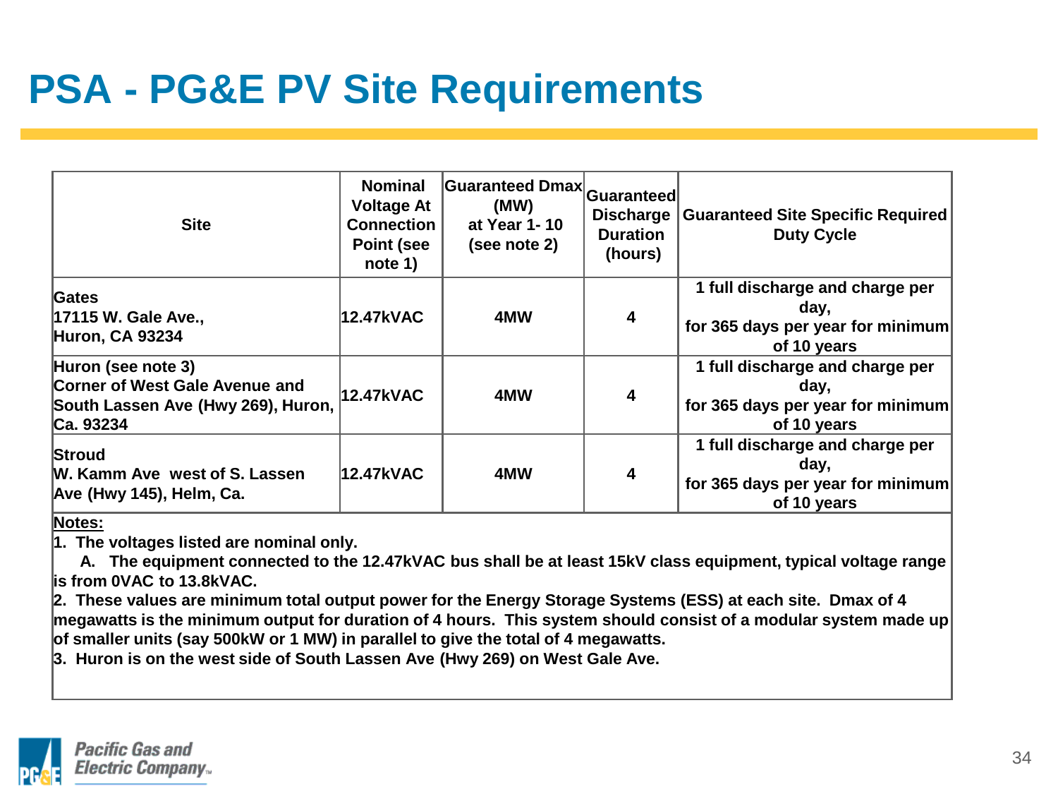# PSA - PG&E PV Site Requirements

| Site | Nominal Voltage At Connection Point (see note 1) | Guaranteed Dmax (MW) at Year 1- 10 (see note 2) | Guaranteed Discharge Duration (hours) | Guaranteed Site Specific Required Duty Cycle |
|---|---|---|---|---|
| Gates<br>17115 W. Gale Ave.,<br>Huron, CA 93234 | 12.47kVAC | 4MW | 4 | 1 full discharge and charge per day,<br>for 365 days per year for minimum of 10 years |
| Huron (see note 3)<br>Corner of West Gale Avenue and South Lassen Ave (Hwy 269), Huron, Ca. 93234 | 12.47kVAC | 4MW | 4 | 1 full discharge and charge per day,<br>for 365 days per year for minimum of 10 years |
| Stroud<br>W. Kamm Ave west of S. Lassen Ave (Hwy 145), Helm, Ca. | 12.47kVAC | 4MW | 4 | 1 full discharge and charge per day,<br>for 365 days per year for minimum of 10 years |

**Notes:**

1. The voltages listed are nominal only.
   A. The equipment connected to the 12.47kVAC bus shall be at least 15kV class equipment, typical voltage range is from 0VAC to 13.8kVAC.
2. These values are minimum total output power for the Energy Storage Systems (ESS) at each site. Dmax of 4 megawatts is the minimum output for duration of 4 hours. This system should consist of a modular system made up of smaller units (say 500kW or 1 MW) in parallel to give the total of 4 megawatts.
3. Huron is on the west side of South Lassen Ave (Hwy 269) on West Gale Ave.

Pacific Gas and Electric Company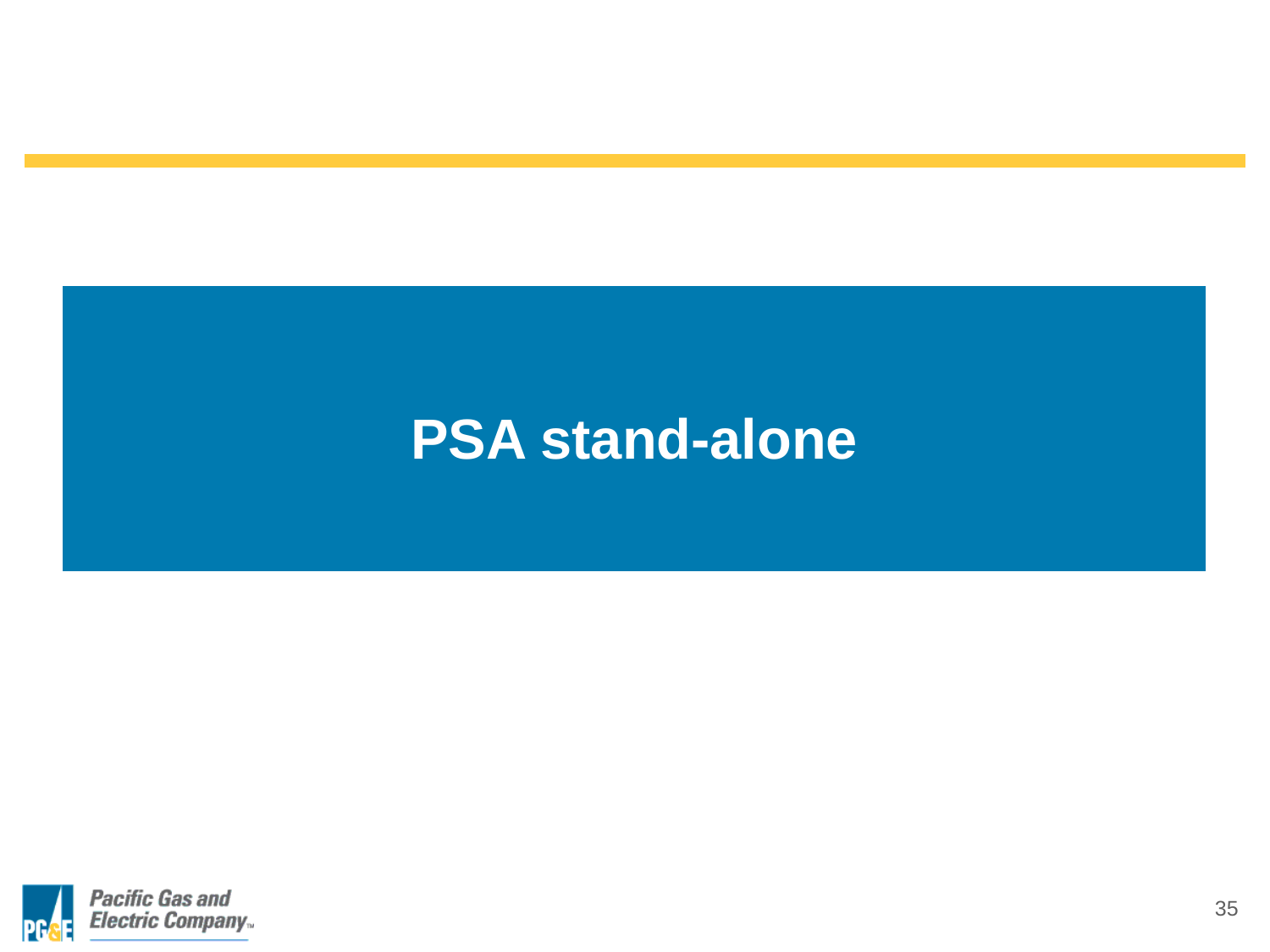# PSA stand-alone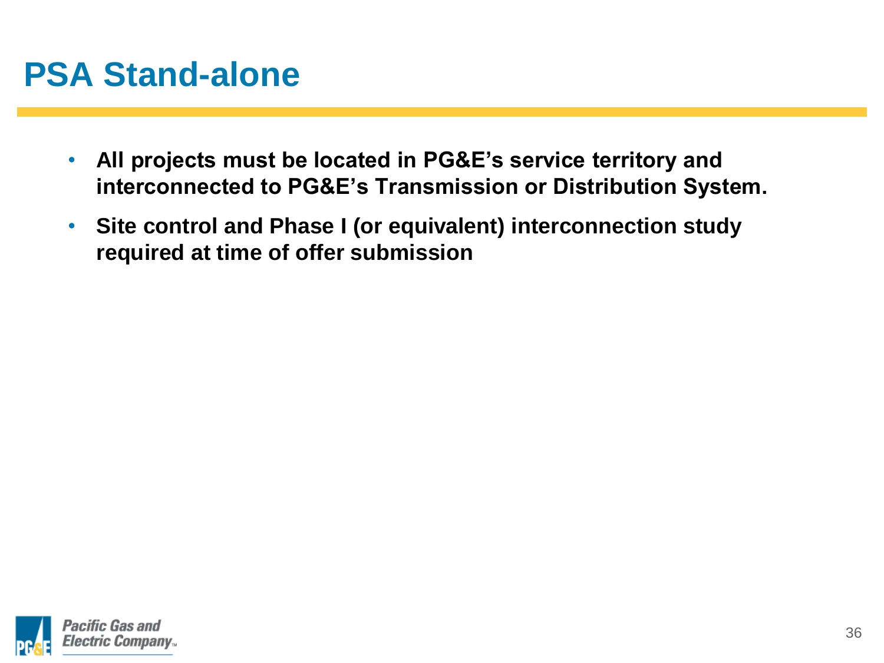# PSA Stand-alone

- **All projects must be located in PG&E's service territory and interconnected to PG&E's Transmission or Distribution System.**
- **Site control and Phase I (or equivalent) interconnection study required at time of offer submission**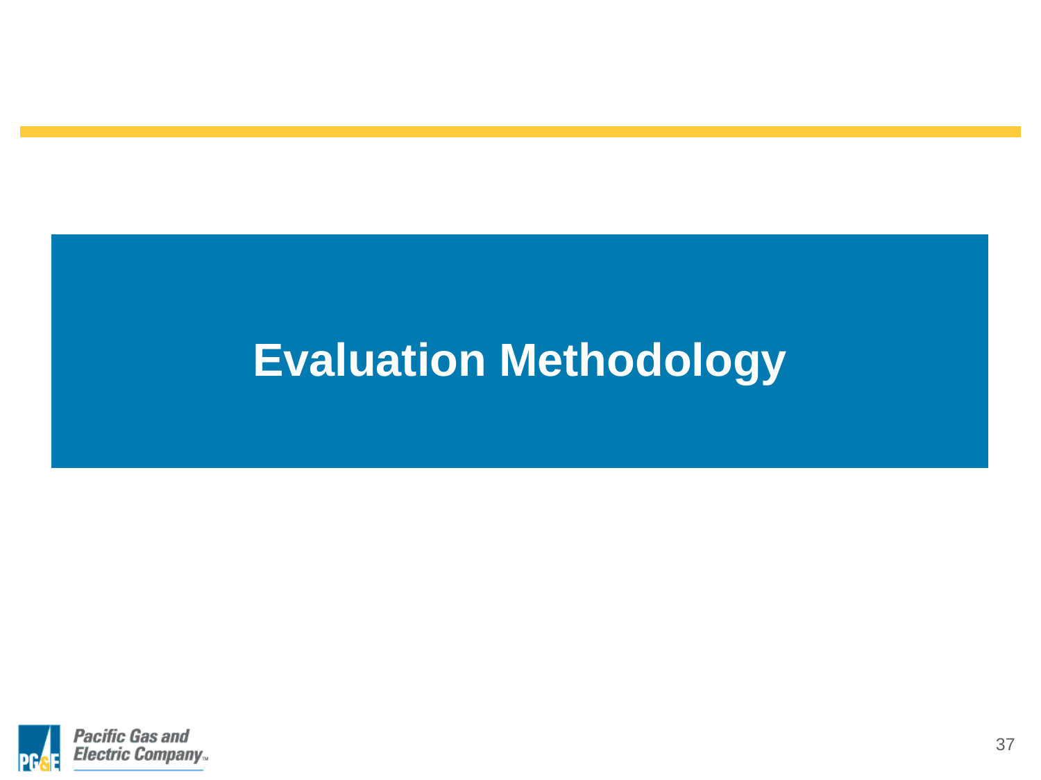# Evaluation Methodology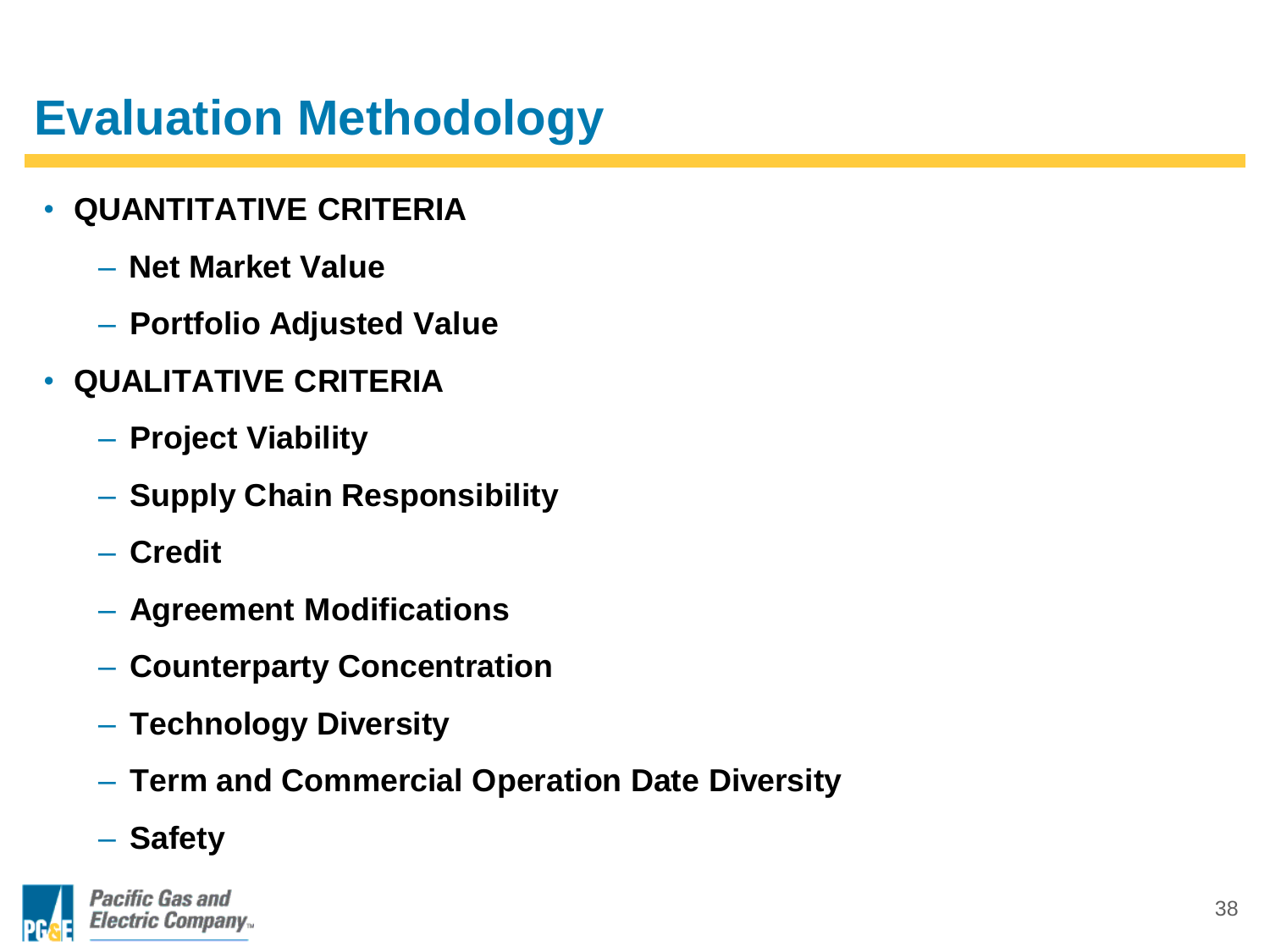# Evaluation Methodology

- **QUANTITATIVE CRITERIA**
  - **Net Market Value**
  - **Portfolio Adjusted Value**
- **QUALITATIVE CRITERIA**
  - **Project Viability**
  - **Supply Chain Responsibility**
  - **Credit**
  - **Agreement Modifications**
  - **Counterparty Concentration**
  - **Technology Diversity**
  - **Term and Commercial Operation Date Diversity**
  - **Safety**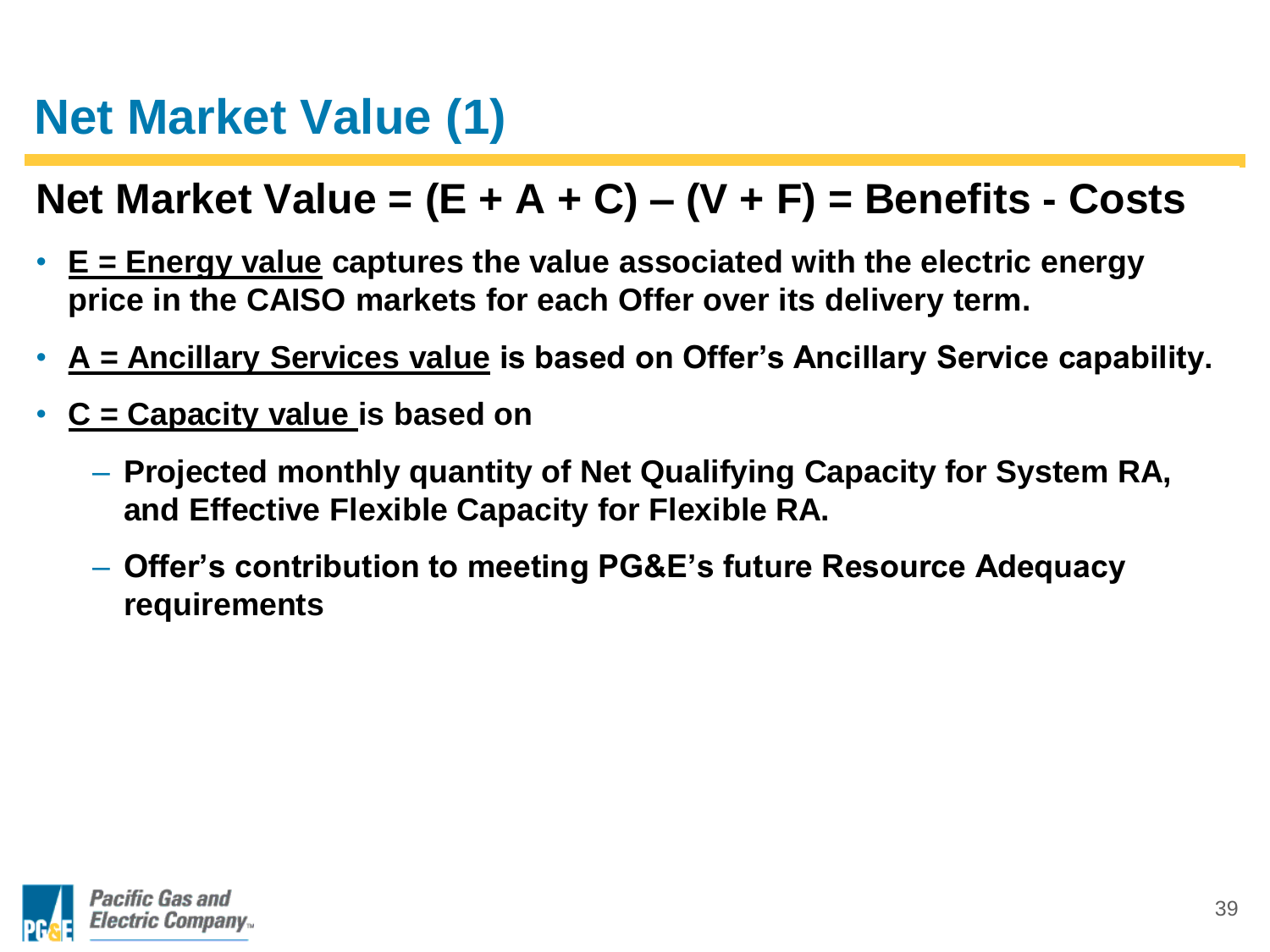# Net Market Value (1)

## Net Market Value = (E + A + C) – (V + F) = Benefits - Costs

- **E = Energy value captures the value associated with the electric energy price in the CAISO markets for each Offer over its delivery term.**
- **A = Ancillary Services value is based on Offer's Ancillary Service capability.**
- **C = Capacity value is based on**
  - **Projected monthly quantity of Net Qualifying Capacity for System RA, and Effective Flexible Capacity for Flexible RA.**
  - **Offer's contribution to meeting PG&E's future Resource Adequacy requirements**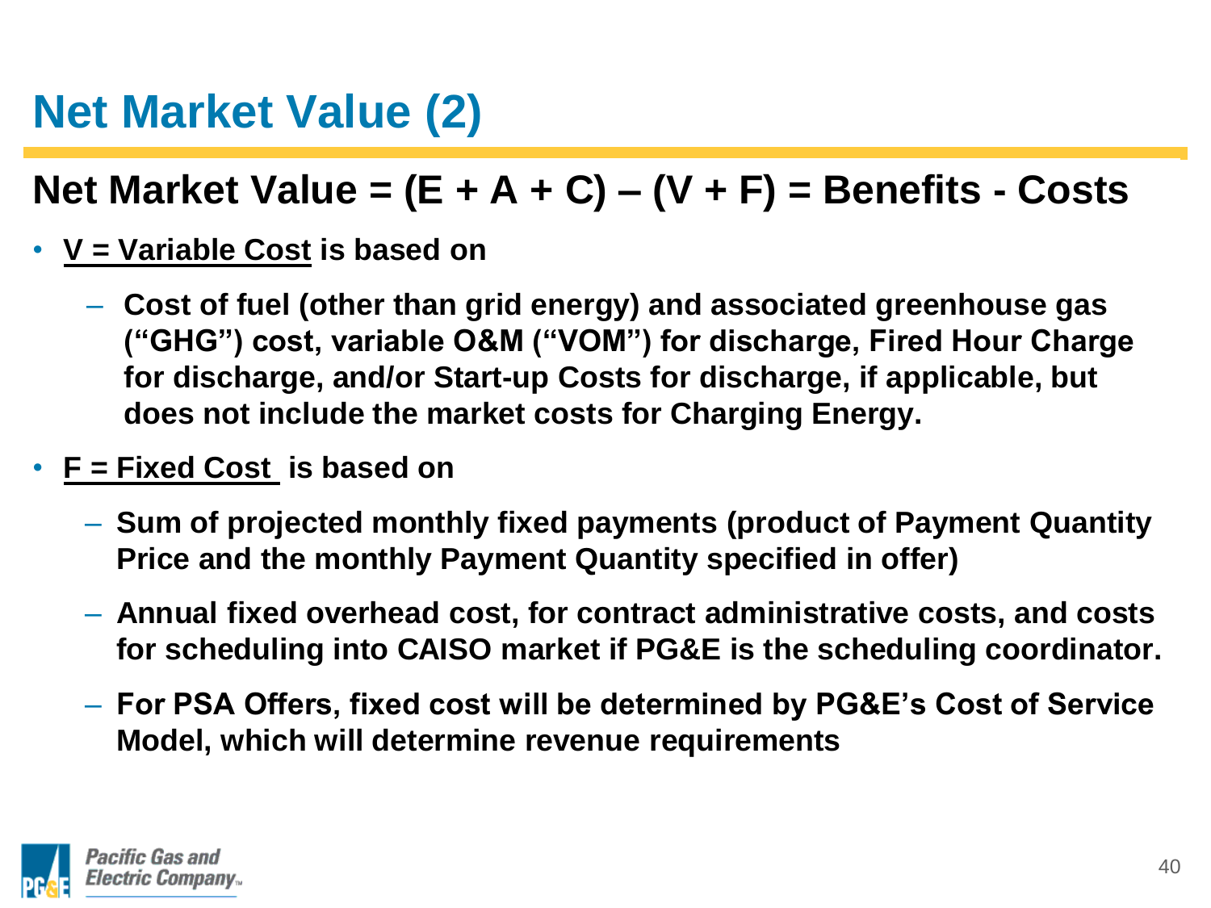# Net Market Value (2)

## Net Market Value = (E + A + C) – (V + F) = Benefits - Costs

- **V = Variable Cost is based on**
  - **Cost of fuel (other than grid energy) and associated greenhouse gas (“GHG”) cost, variable O&M (“VOM”) for discharge, Fired Hour Charge for discharge, and/or Start-up Costs for discharge, if applicable, but does not include the market costs for Charging Energy.**
- **F = Fixed Cost is based on**
  - **Sum of projected monthly fixed payments (product of Payment Quantity Price and the monthly Payment Quantity specified in offer)**
  - **Annual fixed overhead cost, for contract administrative costs, and costs for scheduling into CAISO market if PG&E is the scheduling coordinator.**
  - **For PSA Offers, fixed cost will be determined by PG&E’s Cost of Service Model, which will determine revenue requirements**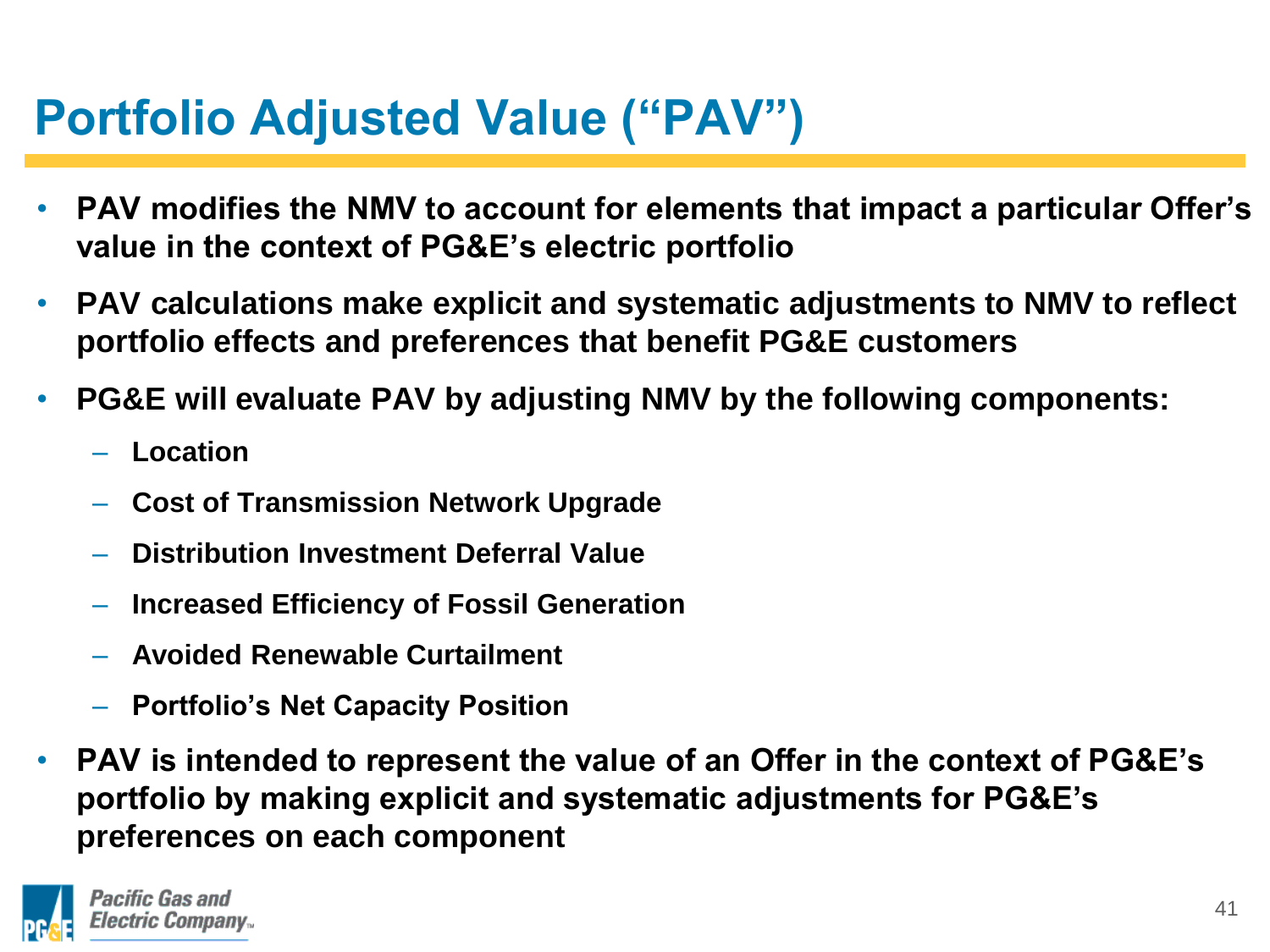# Portfolio Adjusted Value ("PAV")

- **PAV modifies the NMV to account for elements that impact a particular Offer's value in the context of PG&E's electric portfolio**
- **PAV calculations make explicit and systematic adjustments to NMV to reflect portfolio effects and preferences that benefit PG&E customers**
- **PG&E will evaluate PAV by adjusting NMV by the following components:**
  - **Location**
  - **Cost of Transmission Network Upgrade**
  - **Distribution Investment Deferral Value**
  - **Increased Efficiency of Fossil Generation**
  - **Avoided Renewable Curtailment**
  - **Portfolio's Net Capacity Position**
- **PAV is intended to represent the value of an Offer in the context of PG&E's portfolio by making explicit and systematic adjustments for PG&E's preferences on each component**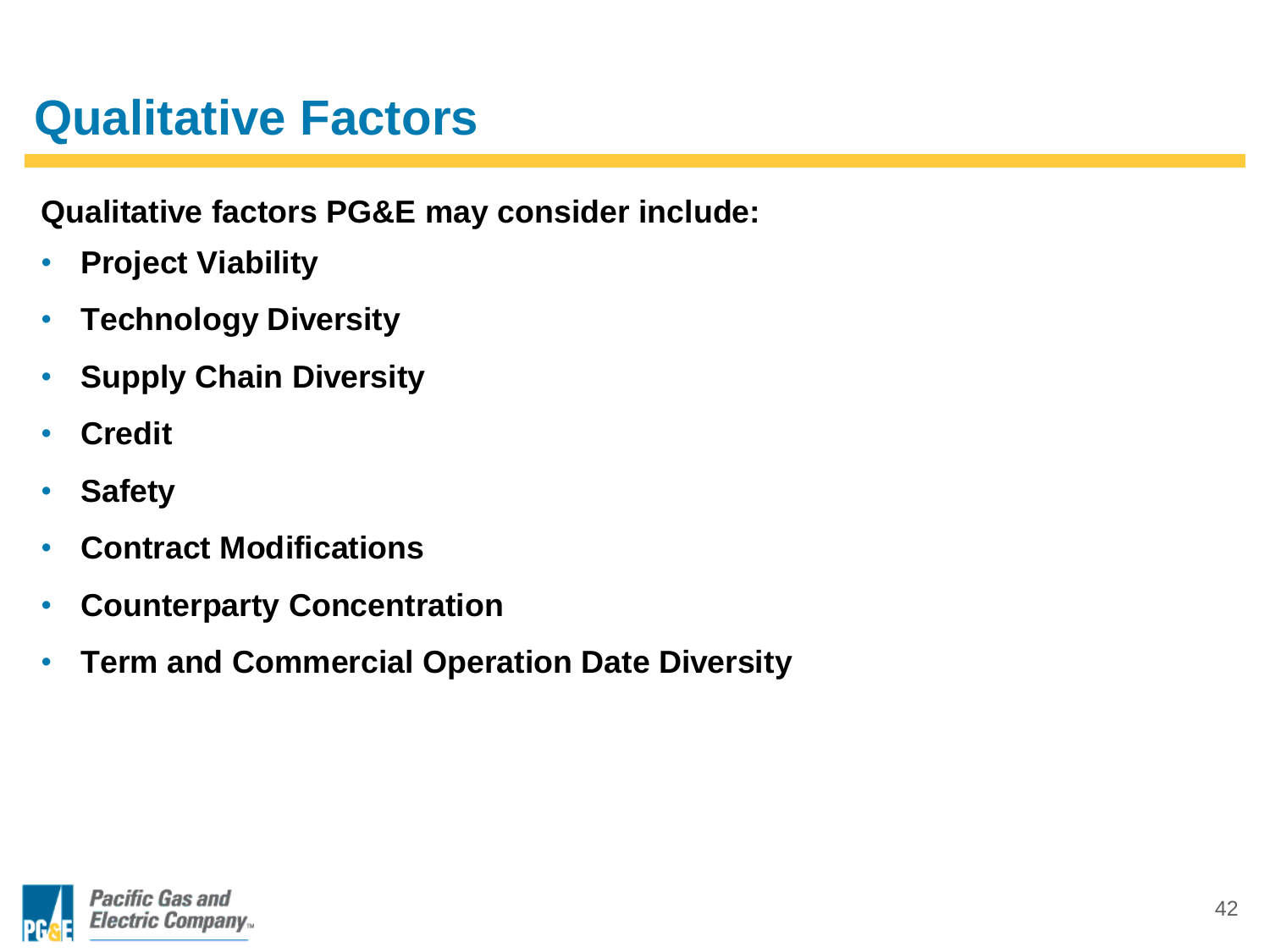# Qualitative Factors

**Qualitative factors PG&E may consider include:**

- **Project Viability**
- **Technology Diversity**
- **Supply Chain Diversity**
- **Credit**
- **Safety**
- **Contract Modifications**
- **Counterparty Concentration**
- **Term and Commercial Operation Date Diversity**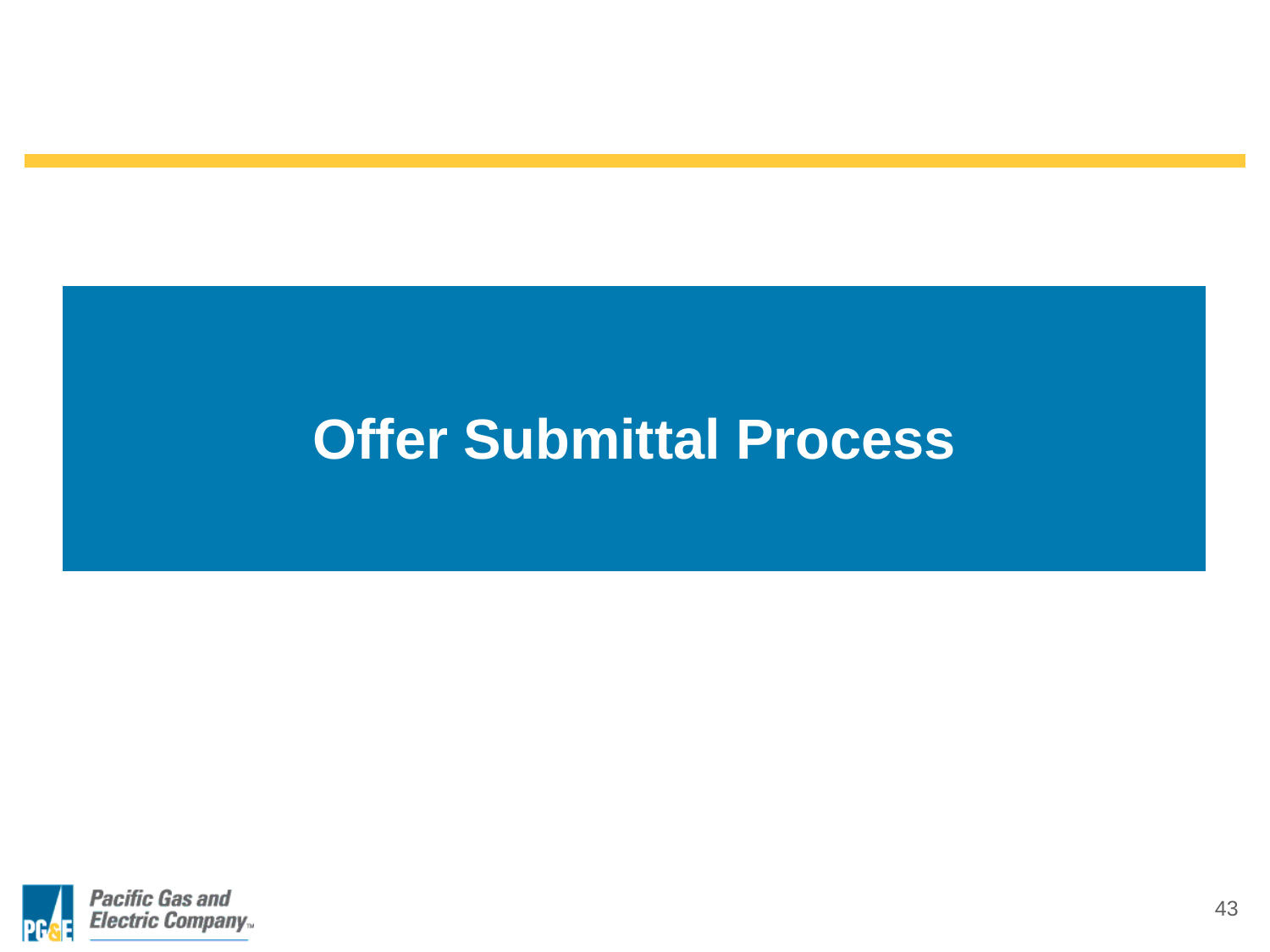# Offer Submittal Process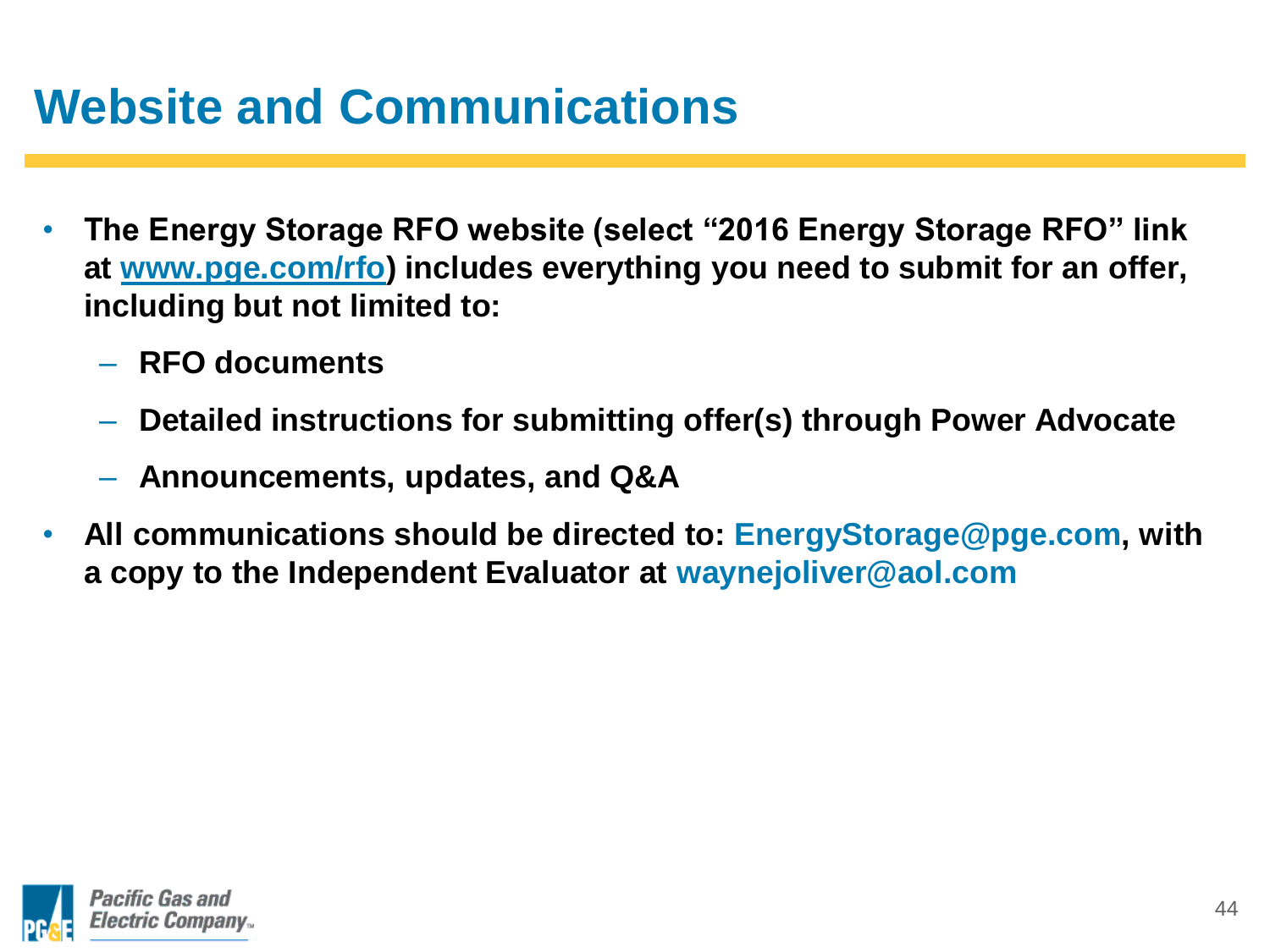# Website and Communications

- **The Energy Storage RFO website (select "2016 Energy Storage RFO" link at [www.pge.com/rfo](http://www.pge.com/rfo)) includes everything you need to submit for an offer, including but not limited to:**
  - **RFO documents**
  - **Detailed instructions for submitting offer(s) through Power Advocate**
  - **Announcements, updates, and Q&A**
- **All communications should be directed to: EnergyStorage@pge.com, with a copy to the Independent Evaluator at waynejoliver@aol.com**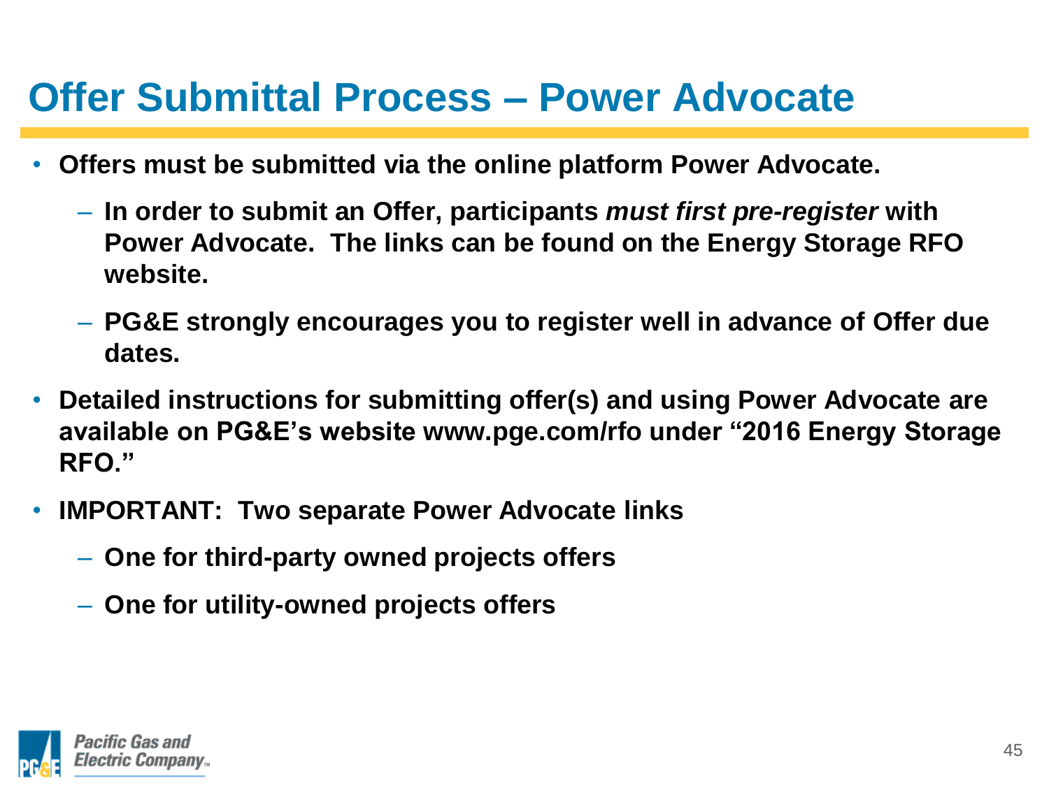# Offer Submittal Process – Power Advocate

- **Offers must be submitted via the online platform Power Advocate.**
  - **In order to submit an Offer, participants *must first pre-register* with Power Advocate. The links can be found on the Energy Storage RFO website.**
  - **PG&E strongly encourages you to register well in advance of Offer due dates.**
- **Detailed instructions for submitting offer(s) and using Power Advocate are available on PG&E's website www.pge.com/rfo under "2016 Energy Storage RFO."**
- **IMPORTANT: Two separate Power Advocate links**
  - **One for third-party owned projects offers**
  - **One for utility-owned projects offers**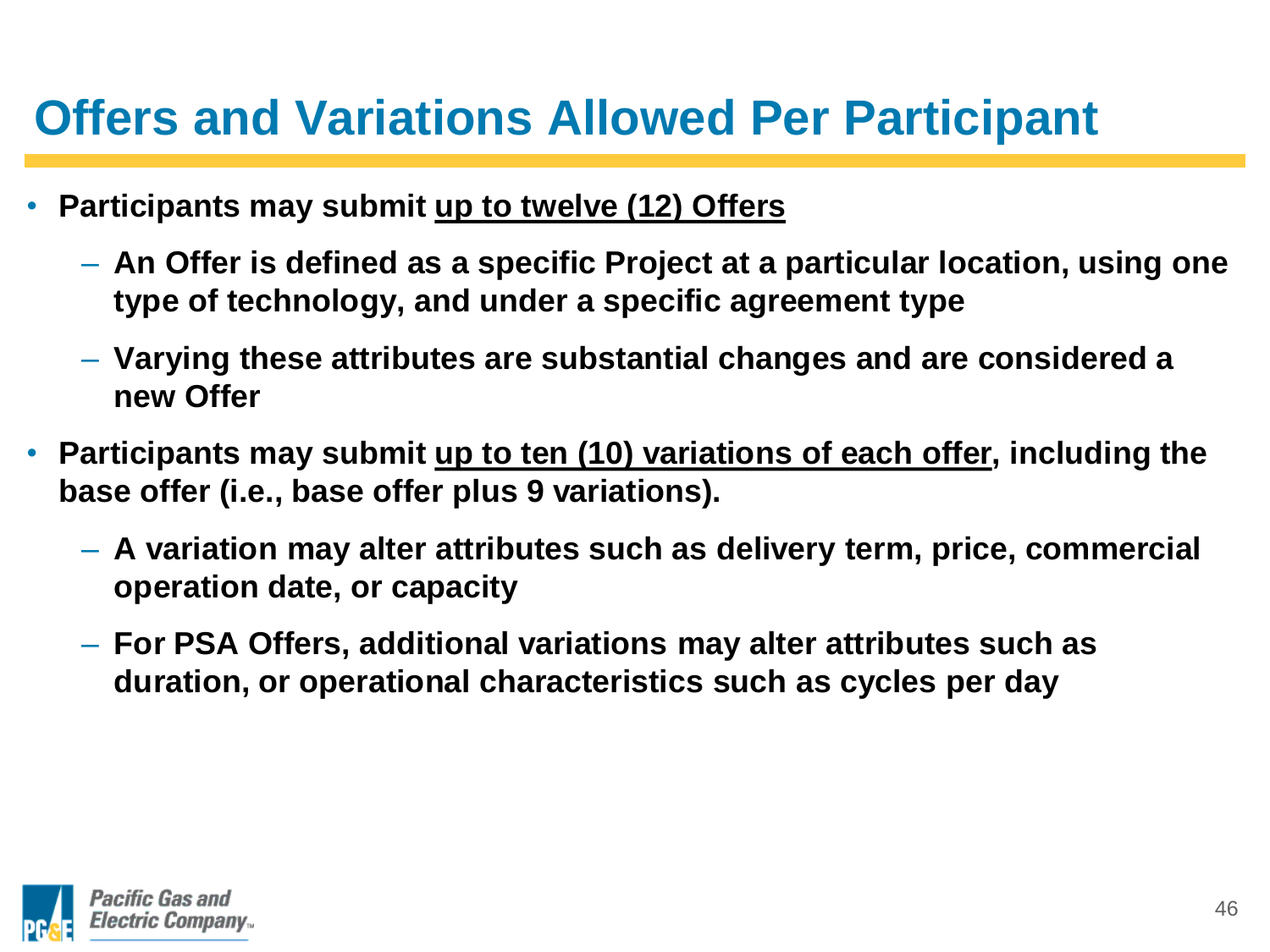# Offers and Variations Allowed Per Participant

- **Participants may submit up to twelve (12) Offers**
  - **An Offer is defined as a specific Project at a particular location, using one type of technology, and under a specific agreement type**
  - **Varying these attributes are substantial changes and are considered a new Offer**
- **Participants may submit up to ten (10) variations of each offer, including the base offer (i.e., base offer plus 9 variations).**
  - **A variation may alter attributes such as delivery term, price, commercial operation date, or capacity**
  - **For PSA Offers, additional variations may alter attributes such as duration, or operational characteristics such as cycles per day**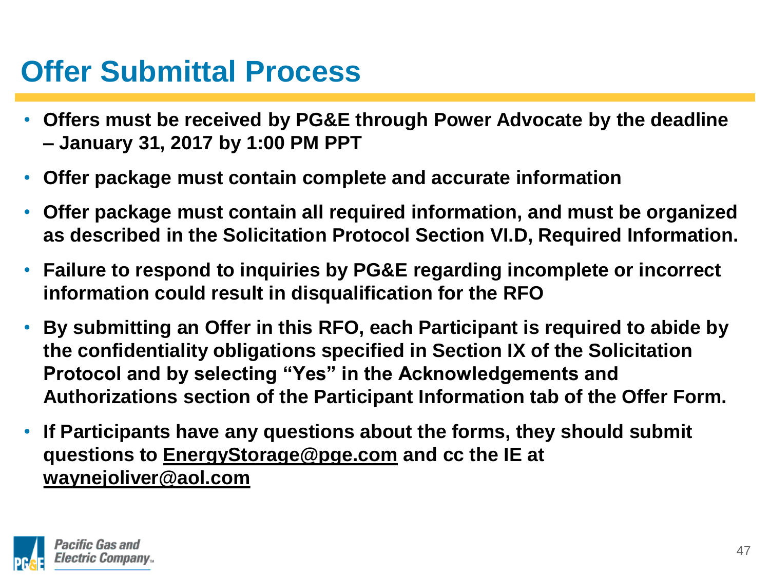# Offer Submittal Process

- **Offers must be received by PG&E through Power Advocate by the deadline – January 31, 2017 by 1:00 PM PPT**
- **Offer package must contain complete and accurate information**
- **Offer package must contain all required information, and must be organized as described in the Solicitation Protocol Section VI.D, Required Information.**
- **Failure to respond to inquiries by PG&E regarding incomplete or incorrect information could result in disqualification for the RFO**
- **By submitting an Offer in this RFO, each Participant is required to abide by the confidentiality obligations specified in Section IX of the Solicitation Protocol and by selecting "Yes" in the Acknowledgements and Authorizations section of the Participant Information tab of the Offer Form.**
- **If Participants have any questions about the forms, they should submit questions to EnergyStorage@pge.com and cc the IE at waynejoliver@aol.com**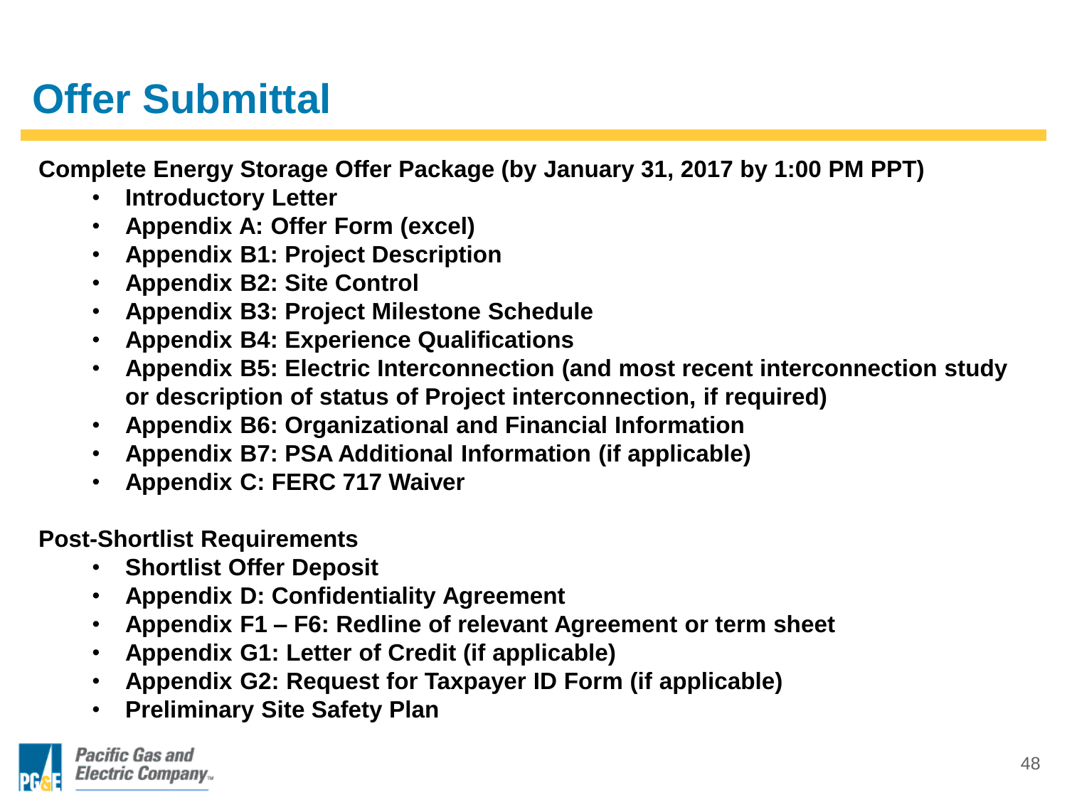# Offer Submittal

**Complete Energy Storage Offer Package (by January 31, 2017 by 1:00 PM PPT)**

- **Introductory Letter**
- **Appendix A: Offer Form (excel)**
- **Appendix B1: Project Description**
- **Appendix B2: Site Control**
- **Appendix B3: Project Milestone Schedule**
- **Appendix B4: Experience Qualifications**
- **Appendix B5: Electric Interconnection (and most recent interconnection study or description of status of Project interconnection, if required)**
- **Appendix B6: Organizational and Financial Information**
- **Appendix B7: PSA Additional Information (if applicable)**
- **Appendix C: FERC 717 Waiver**

**Post-Shortlist Requirements**

- **Shortlist Offer Deposit**
- **Appendix D: Confidentiality Agreement**
- **Appendix F1 – F6: Redline of relevant Agreement or term sheet**
- **Appendix G1: Letter of Credit (if applicable)**
- **Appendix G2: Request for Taxpayer ID Form (if applicable)**
- **Preliminary Site Safety Plan**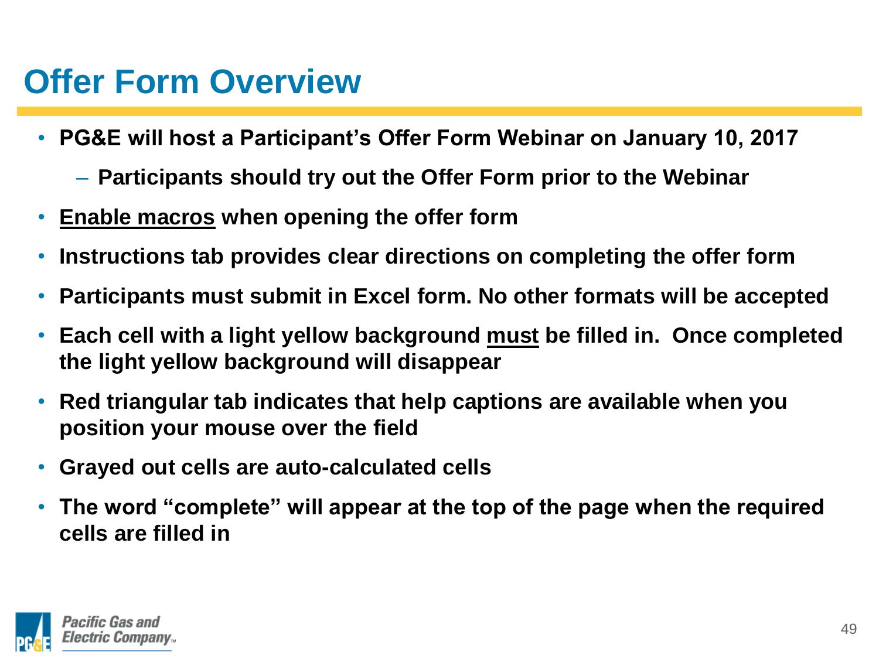# Offer Form Overview

- **PG&E will host a Participant's Offer Form Webinar on January 10, 2017**
  - **Participants should try out the Offer Form prior to the Webinar**
- **<u>Enable macros</u> when opening the offer form**
- **Instructions tab provides clear directions on completing the offer form**
- **Participants must submit in Excel form. No other formats will be accepted**
- **Each cell with a light yellow background <u>must</u> be filled in. Once completed the light yellow background will disappear**
- **Red triangular tab indicates that help captions are available when you position your mouse over the field**
- **Grayed out cells are auto-calculated cells**
- **The word "complete" will appear at the top of the page when the required cells are filled in**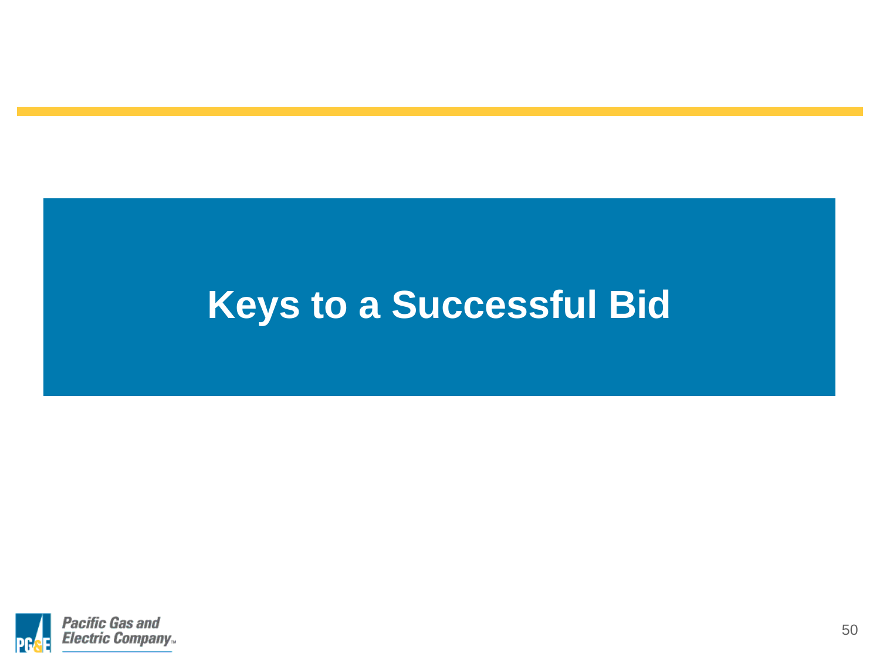# Keys to a Successful Bid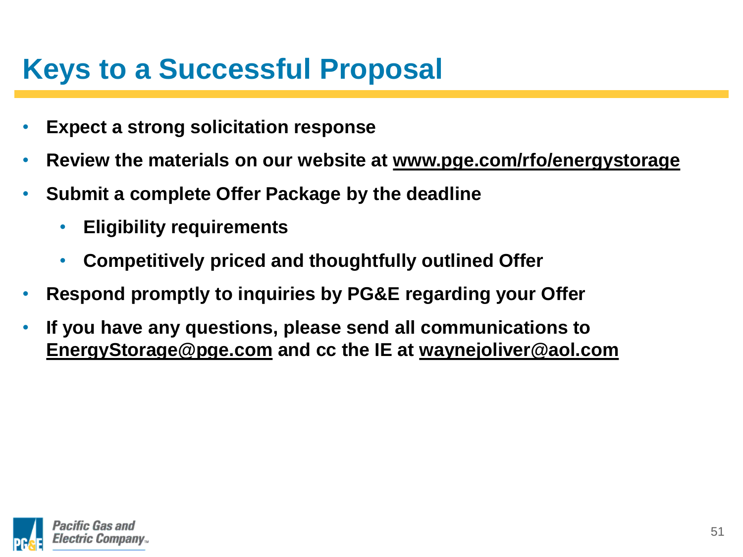# Keys to a Successful Proposal

- **Expect a strong solicitation response**
- **Review the materials on our website at www.pge.com/rfo/energystorage**
- **Submit a complete Offer Package by the deadline**
  - **Eligibility requirements**
  - **Competitively priced and thoughtfully outlined Offer**
- **Respond promptly to inquiries by PG&E regarding your Offer**
- **If you have any questions, please send all communications to EnergyStorage@pge.com and cc the IE at waynejoliver@aol.com**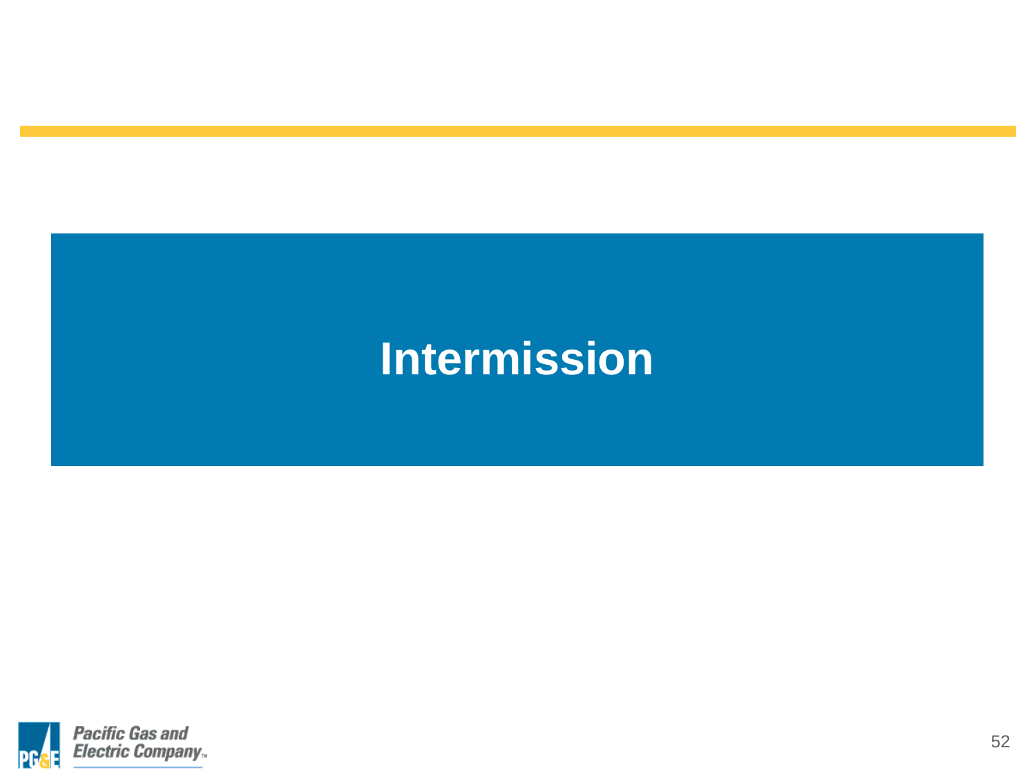# Intermission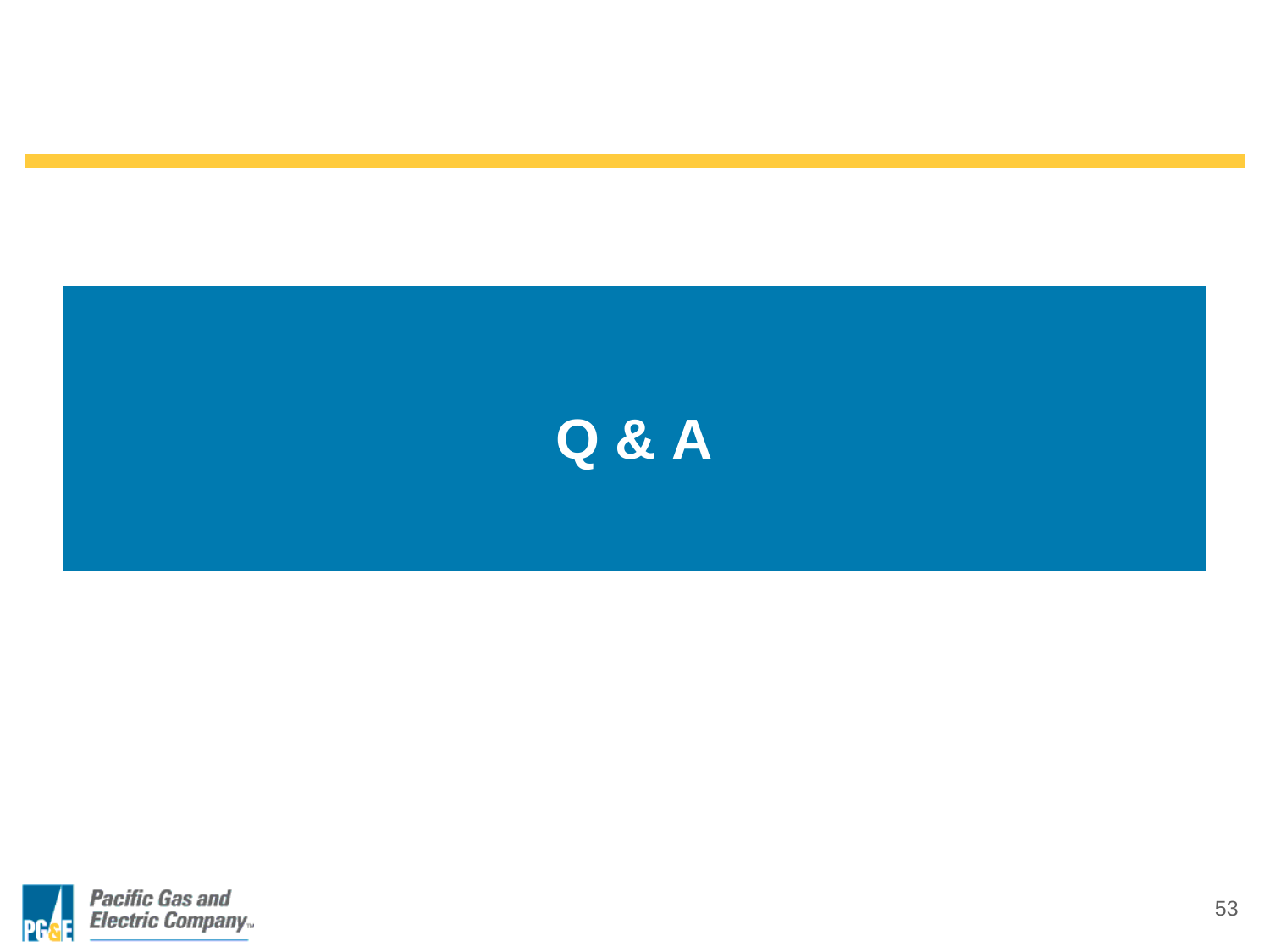# Q & A